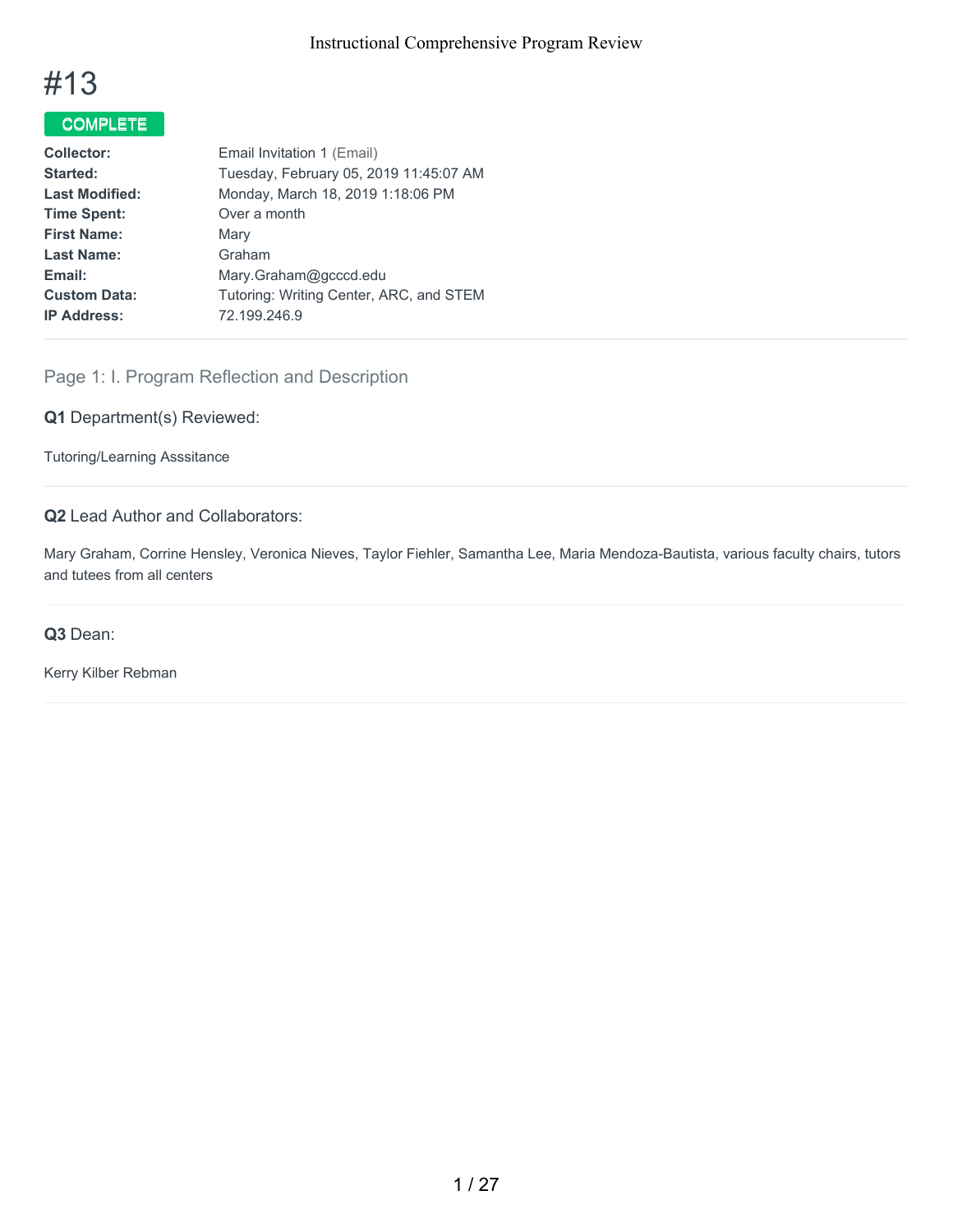# #13

**COMPLETE**

| | |
|---|---|
| **Collector:** | Email Invitation 1 (Email) |
| **Started:** | Tuesday, February 05, 2019 11:45:07 AM |
| **Last Modified:** | Monday, March 18, 2019 1:18:06 PM |
| **Time Spent:** | Over a month |
| **First Name:** | Mary |
| **Last Name:** | Graham |
| **Email:** | Mary.Graham@gcccd.edu |
| **Custom Data:** | Tutoring: Writing Center, ARC, and STEM |
| **IP Address:** | 72.199.246.9 |

## Page 1: I. Program Reflection and Description

**Q1** Department(s) Reviewed:

Tutoring/Learning Asssitance

**Q2** Lead Author and Collaborators:

Mary Graham, Corrine Hensley, Veronica Nieves, Taylor Fiehler, Samantha Lee, Maria Mendoza-Bautista, various faculty chairs, tutors and tutees from all centers

**Q3** Dean:

Kerry Kilber Rebman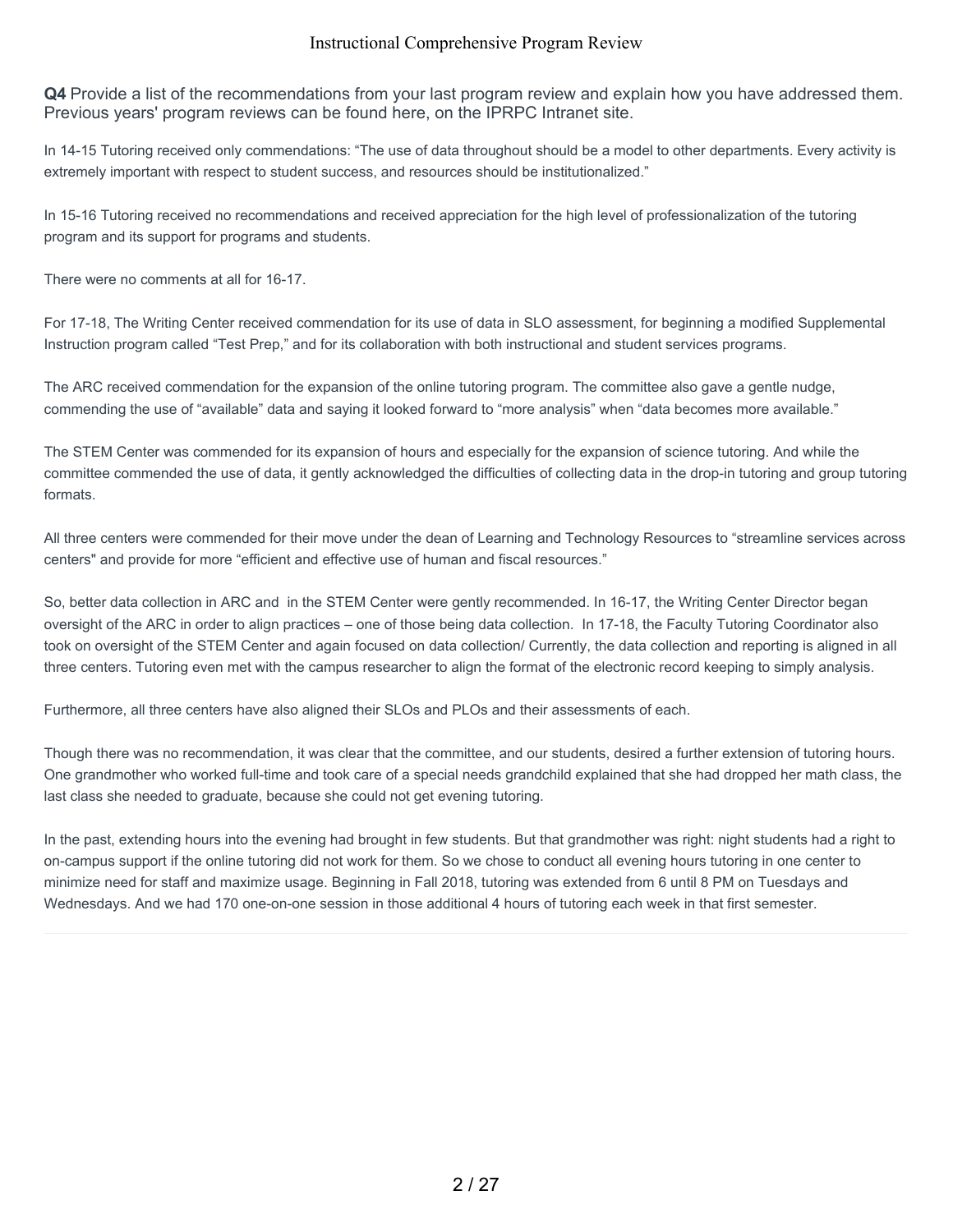**Q4** Provide a list of the recommendations from your last program review and explain how you have addressed them. Previous years' program reviews can be found here, on the IPRPC Intranet site.

In 14-15 Tutoring received only commendations: "The use of data throughout should be a model to other departments. Every activity is extremely important with respect to student success, and resources should be institutionalized."

In 15-16 Tutoring received no recommendations and received appreciation for the high level of professionalization of the tutoring program and its support for programs and students.

There were no comments at all for 16-17.

For 17-18, The Writing Center received commendation for its use of data in SLO assessment, for beginning a modified Supplemental Instruction program called "Test Prep," and for its collaboration with both instructional and student services programs.

The ARC received commendation for the expansion of the online tutoring program. The committee also gave a gentle nudge, commending the use of "available" data and saying it looked forward to "more analysis" when "data becomes more available."

The STEM Center was commended for its expansion of hours and especially for the expansion of science tutoring. And while the committee commended the use of data, it gently acknowledged the difficulties of collecting data in the drop-in tutoring and group tutoring formats.

All three centers were commended for their move under the dean of Learning and Technology Resources to "streamline services across centers" and provide for more "efficient and effective use of human and fiscal resources."

So, better data collection in ARC and in the STEM Center were gently recommended. In 16-17, the Writing Center Director began oversight of the ARC in order to align practices – one of those being data collection. In 17-18, the Faculty Tutoring Coordinator also took on oversight of the STEM Center and again focused on data collection/ Currently, the data collection and reporting is aligned in all three centers. Tutoring even met with the campus researcher to align the format of the electronic record keeping to simply analysis.

Furthermore, all three centers have also aligned their SLOs and PLOs and their assessments of each.

Though there was no recommendation, it was clear that the committee, and our students, desired a further extension of tutoring hours. One grandmother who worked full-time and took care of a special needs grandchild explained that she had dropped her math class, the last class she needed to graduate, because she could not get evening tutoring.

In the past, extending hours into the evening had brought in few students. But that grandmother was right: night students had a right to on-campus support if the online tutoring did not work for them. So we chose to conduct all evening hours tutoring in one center to minimize need for staff and maximize usage. Beginning in Fall 2018, tutoring was extended from 6 until 8 PM on Tuesdays and Wednesdays. And we had 170 one-on-one session in those additional 4 hours of tutoring each week in that first semester.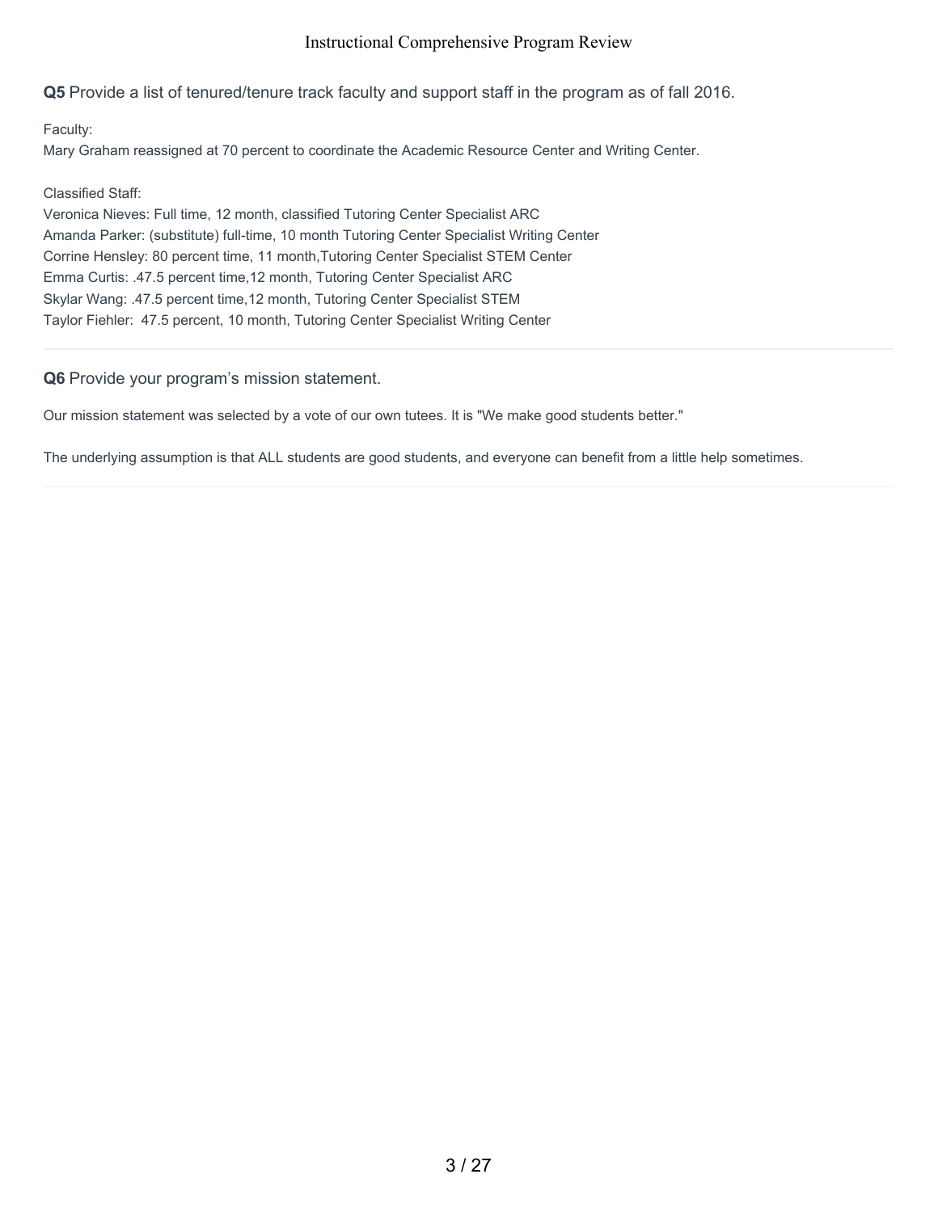**Q5** Provide a list of tenured/tenure track faculty and support staff in the program as of fall 2016.

Faculty:
Mary Graham reassigned at 70 percent to coordinate the Academic Resource Center and Writing Center.

Classified Staff:
Veronica Nieves: Full time, 12 month, classified Tutoring Center Specialist ARC
Amanda Parker: (substitute) full-time, 10 month Tutoring Center Specialist Writing Center
Corrine Hensley: 80 percent time, 11 month,Tutoring Center Specialist STEM Center
Emma Curtis: .47.5 percent time,12 month, Tutoring Center Specialist ARC
Skylar Wang: .47.5 percent time,12 month, Tutoring Center Specialist STEM
Taylor Fiehler: 47.5 percent, 10 month, Tutoring Center Specialist Writing Center

**Q6** Provide your program's mission statement.

Our mission statement was selected by a vote of our own tutees. It is "We make good students better."

The underlying assumption is that ALL students are good students, and everyone can benefit from a little help sometimes.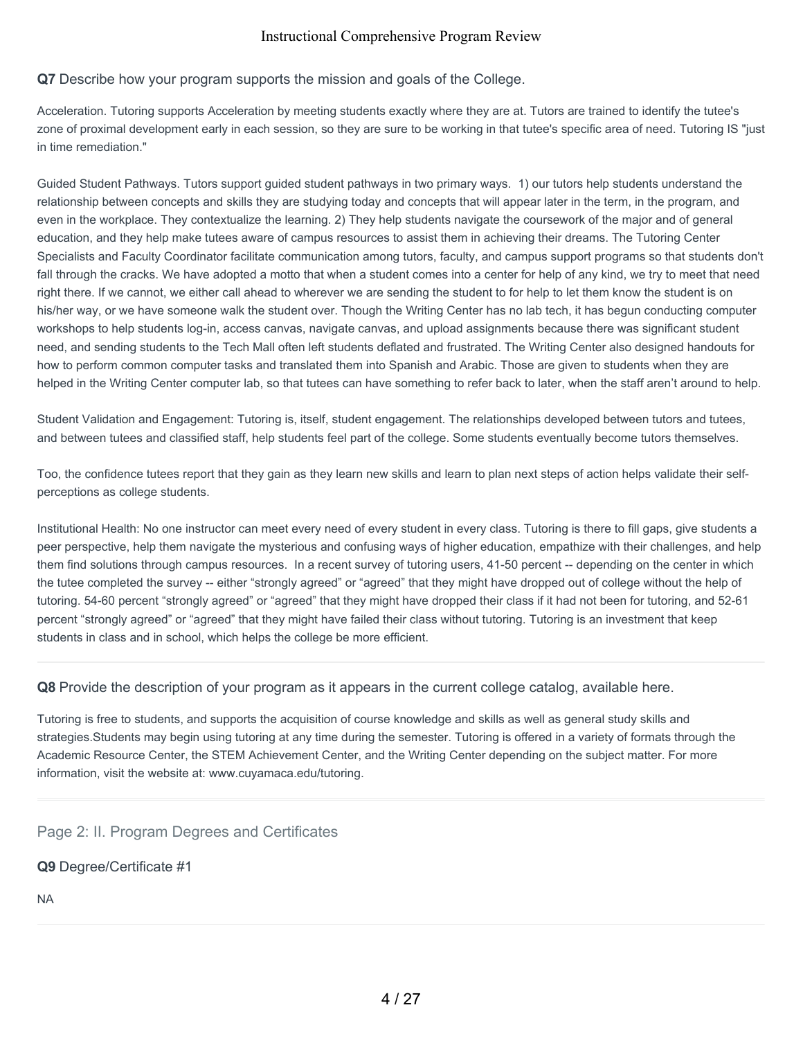**Q7** Describe how your program supports the mission and goals of the College.

Acceleration. Tutoring supports Acceleration by meeting students exactly where they are at. Tutors are trained to identify the tutee's zone of proximal development early in each session, so they are sure to be working in that tutee's specific area of need. Tutoring IS "just in time remediation."

Guided Student Pathways. Tutors support guided student pathways in two primary ways. 1) our tutors help students understand the relationship between concepts and skills they are studying today and concepts that will appear later in the term, in the program, and even in the workplace. They contextualize the learning. 2) They help students navigate the coursework of the major and of general education, and they help make tutees aware of campus resources to assist them in achieving their dreams. The Tutoring Center Specialists and Faculty Coordinator facilitate communication among tutors, faculty, and campus support programs so that students don't fall through the cracks. We have adopted a motto that when a student comes into a center for help of any kind, we try to meet that need right there. If we cannot, we either call ahead to wherever we are sending the student to for help to let them know the student is on his/her way, or we have someone walk the student over. Though the Writing Center has no lab tech, it has begun conducting computer workshops to help students log-in, access canvas, navigate canvas, and upload assignments because there was significant student need, and sending students to the Tech Mall often left students deflated and frustrated. The Writing Center also designed handouts for how to perform common computer tasks and translated them into Spanish and Arabic. Those are given to students when they are helped in the Writing Center computer lab, so that tutees can have something to refer back to later, when the staff aren't around to help.

Student Validation and Engagement: Tutoring is, itself, student engagement. The relationships developed between tutors and tutees, and between tutees and classified staff, help students feel part of the college. Some students eventually become tutors themselves.

Too, the confidence tutees report that they gain as they learn new skills and learn to plan next steps of action helps validate their self-perceptions as college students.

Institutional Health: No one instructor can meet every need of every student in every class. Tutoring is there to fill gaps, give students a peer perspective, help them navigate the mysterious and confusing ways of higher education, empathize with their challenges, and help them find solutions through campus resources. In a recent survey of tutoring users, 41-50 percent -- depending on the center in which the tutee completed the survey -- either "strongly agreed" or "agreed" that they might have dropped out of college without the help of tutoring. 54-60 percent "strongly agreed" or "agreed" that they might have dropped their class if it had not been for tutoring, and 52-61 percent "strongly agreed" or "agreed" that they might have failed their class without tutoring. Tutoring is an investment that keep students in class and in school, which helps the college be more efficient.

**Q8** Provide the description of your program as it appears in the current college catalog, available here.

Tutoring is free to students, and supports the acquisition of course knowledge and skills as well as general study skills and strategies.Students may begin using tutoring at any time during the semester. Tutoring is offered in a variety of formats through the Academic Resource Center, the STEM Achievement Center, and the Writing Center depending on the subject matter. For more information, visit the website at: www.cuyamaca.edu/tutoring.

## Page 2: II. Program Degrees and Certificates

**Q9** Degree/Certificate #1

NA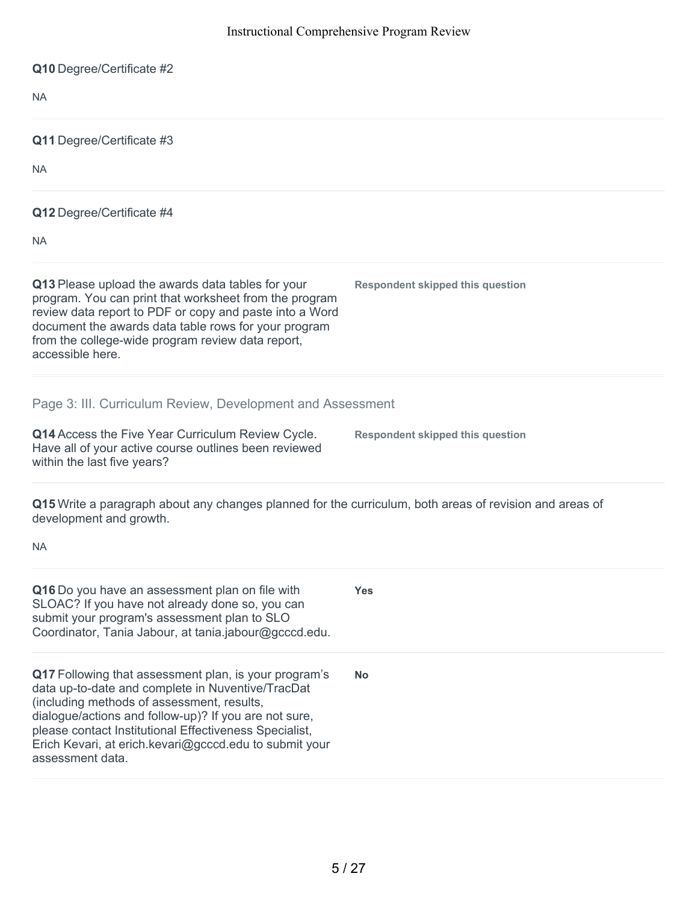**Q10** Degree/Certificate #2

NA

**Q11** Degree/Certificate #3

NA

**Q12** Degree/Certificate #4

NA

**Q13** Please upload the awards data tables for your program. You can print that worksheet from the program review data report to PDF or copy and paste into a Word document the awards data table rows for your program from the college-wide program review data report, accessible here.

**Respondent skipped this question**

## Page 3: III. Curriculum Review, Development and Assessment

**Q14** Access the Five Year Curriculum Review Cycle. Have all of your active course outlines been reviewed within the last five years?

**Respondent skipped this question**

**Q15** Write a paragraph about any changes planned for the curriculum, both areas of revision and areas of development and growth.

NA

**Q16** Do you have an assessment plan on file with SLOAC? If you have not already done so, you can submit your program's assessment plan to SLO Coordinator, Tania Jabour, at tania.jabour@gcccd.edu.

**Yes**

**Q17** Following that assessment plan, is your program's data up-to-date and complete in Nuventive/TracDat (including methods of assessment, results, dialogue/actions and follow-up)? If you are not sure, please contact Institutional Effectiveness Specialist, Erich Kevari, at erich.kevari@gcccd.edu to submit your assessment data.

**No**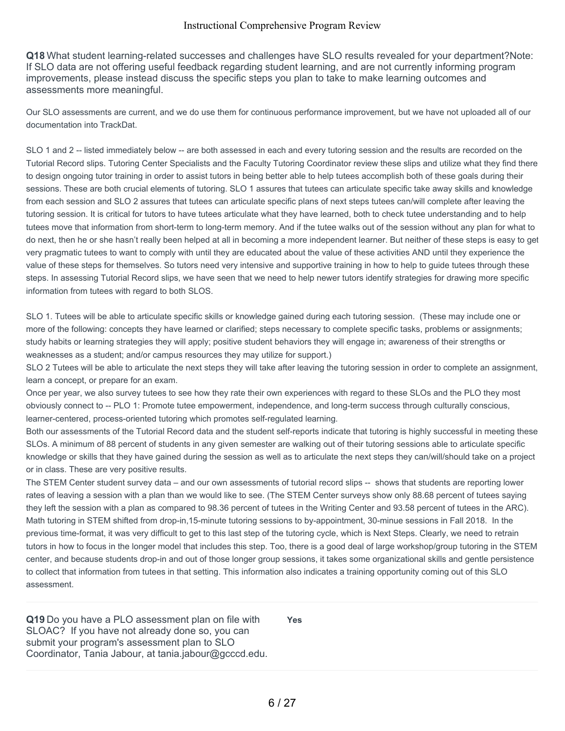**Q18** What student learning-related successes and challenges have SLO results revealed for your department?Note: If SLO data are not offering useful feedback regarding student learning, and are not currently informing program improvements, please instead discuss the specific steps you plan to take to make learning outcomes and assessments more meaningful.

Our SLO assessments are current, and we do use them for continuous performance improvement, but we have not uploaded all of our documentation into TrackDat.

SLO 1 and 2 -- listed immediately below -- are both assessed in each and every tutoring session and the results are recorded on the Tutorial Record slips. Tutoring Center Specialists and the Faculty Tutoring Coordinator review these slips and utilize what they find there to design ongoing tutor training in order to assist tutors in being better able to help tutees accomplish both of these goals during their sessions. These are both crucial elements of tutoring. SLO 1 assures that tutees can articulate specific take away skills and knowledge from each session and SLO 2 assures that tutees can articulate specific plans of next steps tutees can/will complete after leaving the tutoring session. It is critical for tutors to have tutees articulate what they have learned, both to check tutee understanding and to help tutees move that information from short-term to long-term memory. And if the tutee walks out of the session without any plan for what to do next, then he or she hasn't really been helped at all in becoming a more independent learner. But neither of these steps is easy to get very pragmatic tutees to want to comply with until they are educated about the value of these activities AND until they experience the value of these steps for themselves. So tutors need very intensive and supportive training in how to help to guide tutees through these steps. In assessing Tutorial Record slips, we have seen that we need to help newer tutors identify strategies for drawing more specific information from tutees with regard to both SLOS.

SLO 1. Tutees will be able to articulate specific skills or knowledge gained during each tutoring session. (These may include one or more of the following: concepts they have learned or clarified; steps necessary to complete specific tasks, problems or assignments; study habits or learning strategies they will apply; positive student behaviors they will engage in; awareness of their strengths or weaknesses as a student; and/or campus resources they may utilize for support.)
SLO 2 Tutees will be able to articulate the next steps they will take after leaving the tutoring session in order to complete an assignment, learn a concept, or prepare for an exam.
Once per year, we also survey tutees to see how they rate their own experiences with regard to these SLOs and the PLO they most obviously connect to -- PLO 1: Promote tutee empowerment, independence, and long-term success through culturally conscious, learner-centered, process-oriented tutoring which promotes self-regulated learning.
Both our assessments of the Tutorial Record data and the student self-reports indicate that tutoring is highly successful in meeting these SLOs. A minimum of 88 percent of students in any given semester are walking out of their tutoring sessions able to articulate specific knowledge or skills that they have gained during the session as well as to articulate the next steps they can/will/should take on a project or in class. These are very positive results.
The STEM Center student survey data – and our own assessments of tutorial record slips -- shows that students are reporting lower rates of leaving a session with a plan than we would like to see. (The STEM Center surveys show only 88.68 percent of tutees saying they left the session with a plan as compared to 98.36 percent of tutees in the Writing Center and 93.58 percent of tutees in the ARC). Math tutoring in STEM shifted from drop-in,15-minute tutoring sessions to by-appointment, 30-minue sessions in Fall 2018. In the previous time-format, it was very difficult to get to this last step of the tutoring cycle, which is Next Steps. Clearly, we need to retrain tutors in how to focus in the longer model that includes this step. Too, there is a good deal of large workshop/group tutoring in the STEM center, and because students drop-in and out of those longer group sessions, it takes some organizational skills and gentle persistence to collect that information from tutees in that setting. This information also indicates a training opportunity coming out of this SLO assessment.

**Q19** Do you have a PLO assessment plan on file with SLOAC? If you have not already done so, you can submit your program's assessment plan to SLO Coordinator, Tania Jabour, at tania.jabour@gcccd.edu.

**Yes**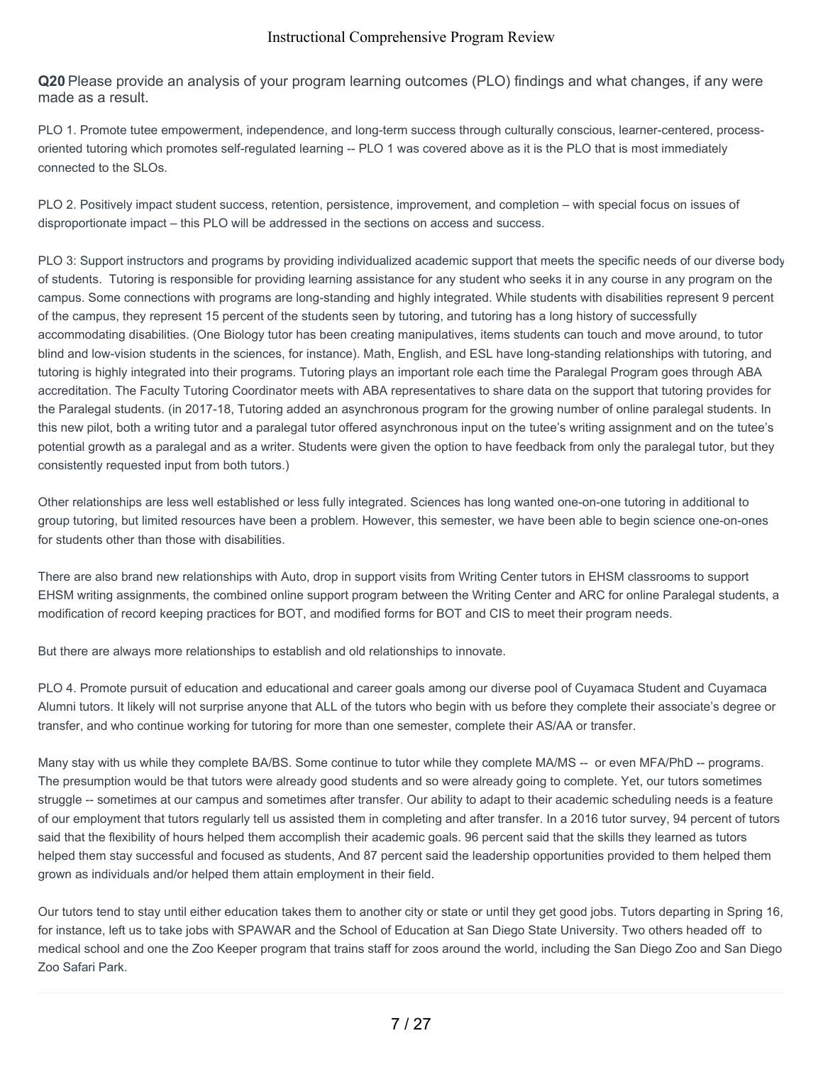**Q20** Please provide an analysis of your program learning outcomes (PLO) findings and what changes, if any were made as a result.

PLO 1. Promote tutee empowerment, independence, and long-term success through culturally conscious, learner-centered, process-oriented tutoring which promotes self-regulated learning -- PLO 1 was covered above as it is the PLO that is most immediately connected to the SLOs.

PLO 2. Positively impact student success, retention, persistence, improvement, and completion – with special focus on issues of disproportionate impact – this PLO will be addressed in the sections on access and success.

PLO 3: Support instructors and programs by providing individualized academic support that meets the specific needs of our diverse body of students. Tutoring is responsible for providing learning assistance for any student who seeks it in any course in any program on the campus. Some connections with programs are long-standing and highly integrated. While students with disabilities represent 9 percent of the campus, they represent 15 percent of the students seen by tutoring, and tutoring has a long history of successfully accommodating disabilities. (One Biology tutor has been creating manipulatives, items students can touch and move around, to tutor blind and low-vision students in the sciences, for instance). Math, English, and ESL have long-standing relationships with tutoring, and tutoring is highly integrated into their programs. Tutoring plays an important role each time the Paralegal Program goes through ABA accreditation. The Faculty Tutoring Coordinator meets with ABA representatives to share data on the support that tutoring provides for the Paralegal students. (in 2017-18, Tutoring added an asynchronous program for the growing number of online paralegal students. In this new pilot, both a writing tutor and a paralegal tutor offered asynchronous input on the tutee's writing assignment and on the tutee's potential growth as a paralegal and as a writer. Students were given the option to have feedback from only the paralegal tutor, but they consistently requested input from both tutors.)

Other relationships are less well established or less fully integrated. Sciences has long wanted one-on-one tutoring in additional to group tutoring, but limited resources have been a problem. However, this semester, we have been able to begin science one-on-ones for students other than those with disabilities.

There are also brand new relationships with Auto, drop in support visits from Writing Center tutors in EHSM classrooms to support EHSM writing assignments, the combined online support program between the Writing Center and ARC for online Paralegal students, a modification of record keeping practices for BOT, and modified forms for BOT and CIS to meet their program needs.

But there are always more relationships to establish and old relationships to innovate.

PLO 4. Promote pursuit of education and educational and career goals among our diverse pool of Cuyamaca Student and Cuyamaca Alumni tutors. It likely will not surprise anyone that ALL of the tutors who begin with us before they complete their associate's degree or transfer, and who continue working for tutoring for more than one semester, complete their AS/AA or transfer.

Many stay with us while they complete BA/BS. Some continue to tutor while they complete MA/MS -- or even MFA/PhD -- programs. The presumption would be that tutors were already good students and so were already going to complete. Yet, our tutors sometimes struggle -- sometimes at our campus and sometimes after transfer. Our ability to adapt to their academic scheduling needs is a feature of our employment that tutors regularly tell us assisted them in completing and after transfer. In a 2016 tutor survey, 94 percent of tutors said that the flexibility of hours helped them accomplish their academic goals. 96 percent said that the skills they learned as tutors helped them stay successful and focused as students, And 87 percent said the leadership opportunities provided to them helped them grown as individuals and/or helped them attain employment in their field.

Our tutors tend to stay until either education takes them to another city or state or until they get good jobs. Tutors departing in Spring 16, for instance, left us to take jobs with SPAWAR and the School of Education at San Diego State University. Two others headed off to medical school and one the Zoo Keeper program that trains staff for zoos around the world, including the San Diego Zoo and San Diego Zoo Safari Park.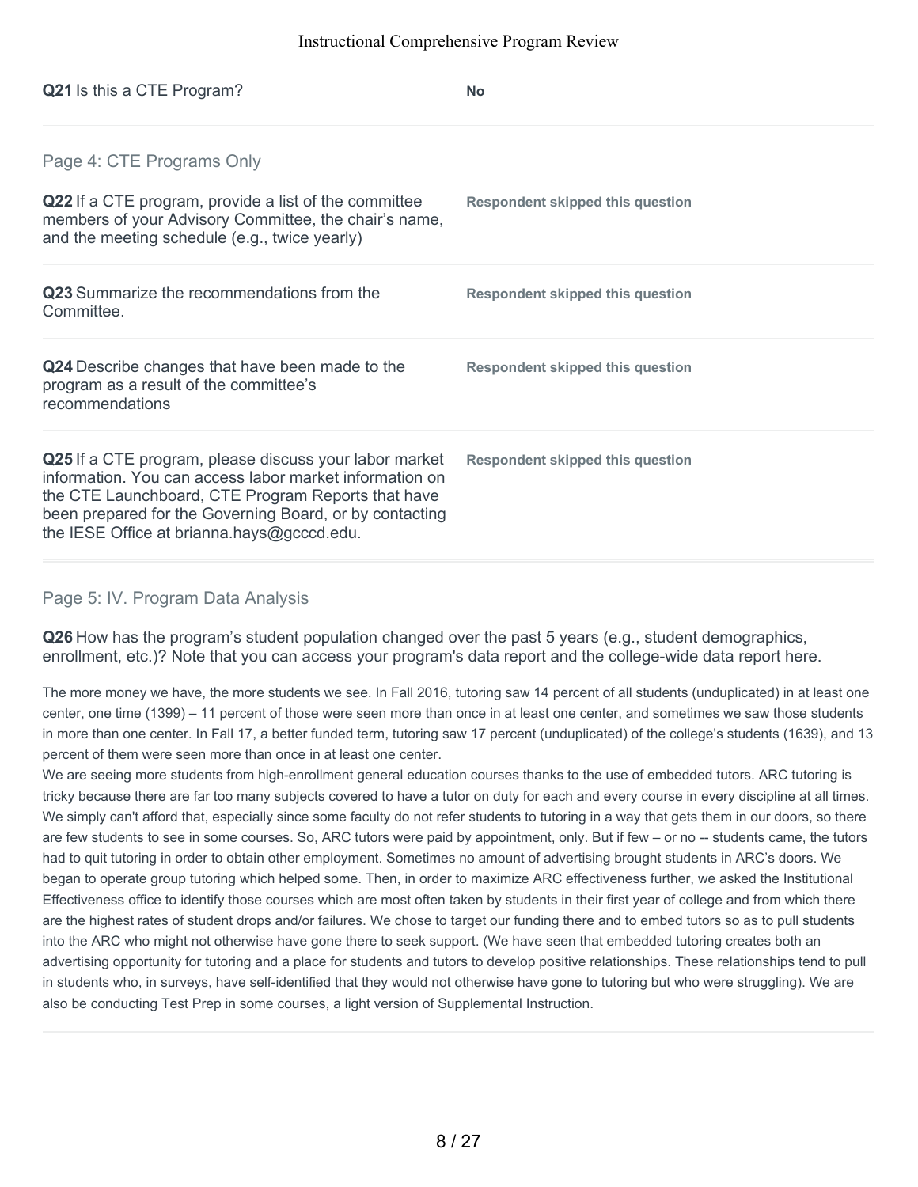**Q21** Is this a CTE Program?

**No**

## Page 4: CTE Programs Only

**Q22** If a CTE program, provide a list of the committee members of your Advisory Committee, the chair's name, and the meeting schedule (e.g., twice yearly)

**Respondent skipped this question**

**Q23** Summarize the recommendations from the Committee.

**Respondent skipped this question**

**Q24** Describe changes that have been made to the program as a result of the committee's recommendations

**Respondent skipped this question**

**Q25** If a CTE program, please discuss your labor market information. You can access labor market information on the CTE Launchboard, CTE Program Reports that have been prepared for the Governing Board, or by contacting the IESE Office at brianna.hays@gcccd.edu.

**Respondent skipped this question**

## Page 5: IV. Program Data Analysis

**Q26** How has the program's student population changed over the past 5 years (e.g., student demographics, enrollment, etc.)? Note that you can access your program's data report and the college-wide data report here.

The more money we have, the more students we see. In Fall 2016, tutoring saw 14 percent of all students (unduplicated) in at least one center, one time (1399) – 11 percent of those were seen more than once in at least one center, and sometimes we saw those students in more than one center. In Fall 17, a better funded term, tutoring saw 17 percent (unduplicated) of the college's students (1639), and 13 percent of them were seen more than once in at least one center.

We are seeing more students from high-enrollment general education courses thanks to the use of embedded tutors. ARC tutoring is tricky because there are far too many subjects covered to have a tutor on duty for each and every course in every discipline at all times. We simply can't afford that, especially since some faculty do not refer students to tutoring in a way that gets them in our doors, so there are few students to see in some courses. So, ARC tutors were paid by appointment, only. But if few – or no -- students came, the tutors had to quit tutoring in order to obtain other employment. Sometimes no amount of advertising brought students in ARC's doors. We began to operate group tutoring which helped some. Then, in order to maximize ARC effectiveness further, we asked the Institutional Effectiveness office to identify those courses which are most often taken by students in their first year of college and from which there are the highest rates of student drops and/or failures. We chose to target our funding there and to embed tutors so as to pull students into the ARC who might not otherwise have gone there to seek support. (We have seen that embedded tutoring creates both an advertising opportunity for tutoring and a place for students and tutors to develop positive relationships. These relationships tend to pull in students who, in surveys, have self-identified that they would not otherwise have gone to tutoring but who were struggling). We are also be conducting Test Prep in some courses, a light version of Supplemental Instruction.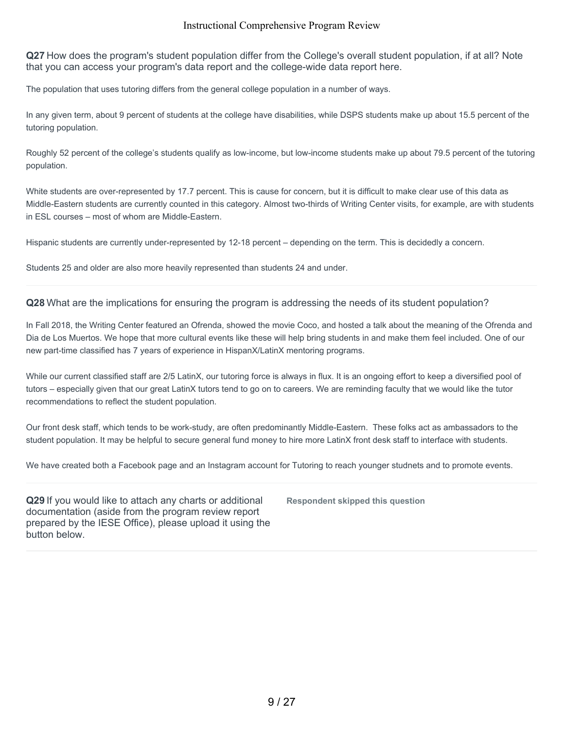**Q27** How does the program's student population differ from the College's overall student population, if at all? Note that you can access your program's data report and the college-wide data report here.

The population that uses tutoring differs from the general college population in a number of ways.

In any given term, about 9 percent of students at the college have disabilities, while DSPS students make up about 15.5 percent of the tutoring population.

Roughly 52 percent of the college's students qualify as low-income, but low-income students make up about 79.5 percent of the tutoring population.

White students are over-represented by 17.7 percent. This is cause for concern, but it is difficult to make clear use of this data as Middle-Eastern students are currently counted in this category. Almost two-thirds of Writing Center visits, for example, are with students in ESL courses – most of whom are Middle-Eastern.

Hispanic students are currently under-represented by 12-18 percent – depending on the term. This is decidedly a concern.

Students 25 and older are also more heavily represented than students 24 and under.

**Q28** What are the implications for ensuring the program is addressing the needs of its student population?

In Fall 2018, the Writing Center featured an Ofrenda, showed the movie Coco, and hosted a talk about the meaning of the Ofrenda and Dia de Los Muertos. We hope that more cultural events like these will help bring students in and make them feel included. One of our new part-time classified has 7 years of experience in HispanX/LatinX mentoring programs.

While our current classified staff are 2/5 LatinX, our tutoring force is always in flux. It is an ongoing effort to keep a diversified pool of tutors – especially given that our great LatinX tutors tend to go on to careers. We are reminding faculty that we would like the tutor recommendations to reflect the student population.

Our front desk staff, which tends to be work-study, are often predominantly Middle-Eastern. These folks act as ambassadors to the student population. It may be helpful to secure general fund money to hire more LatinX front desk staff to interface with students.

We have created both a Facebook page and an Instagram account for Tutoring to reach younger studnets and to promote events.

**Q29** If you would like to attach any charts or additional documentation (aside from the program review report prepared by the IESE Office), please upload it using the button below.

**Respondent skipped this question**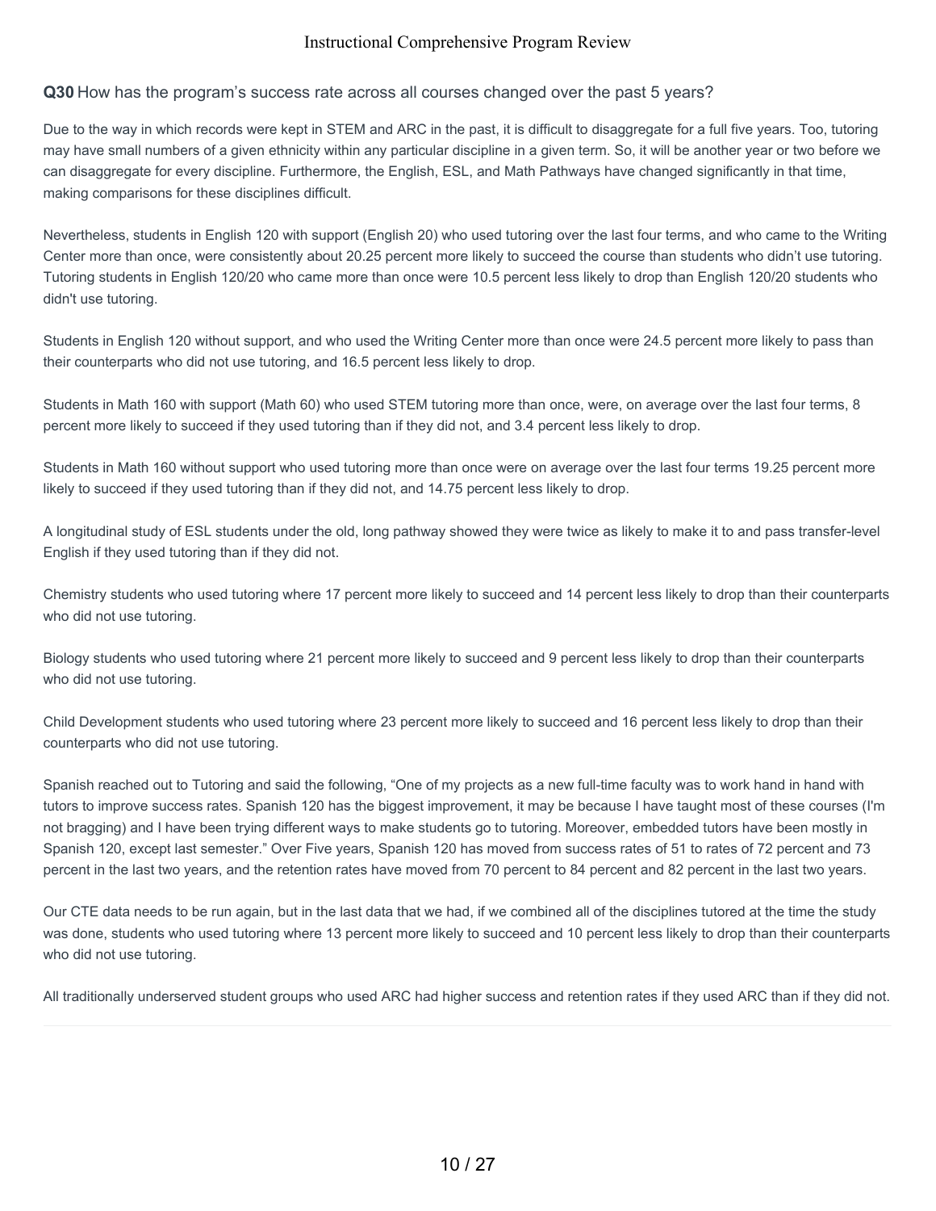**Q30** How has the program's success rate across all courses changed over the past 5 years?

Due to the way in which records were kept in STEM and ARC in the past, it is difficult to disaggregate for a full five years. Too, tutoring may have small numbers of a given ethnicity within any particular discipline in a given term. So, it will be another year or two before we can disaggregate for every discipline. Furthermore, the English, ESL, and Math Pathways have changed significantly in that time, making comparisons for these disciplines difficult.

Nevertheless, students in English 120 with support (English 20) who used tutoring over the last four terms, and who came to the Writing Center more than once, were consistently about 20.25 percent more likely to succeed the course than students who didn't use tutoring. Tutoring students in English 120/20 who came more than once were 10.5 percent less likely to drop than English 120/20 students who didn't use tutoring.

Students in English 120 without support, and who used the Writing Center more than once were 24.5 percent more likely to pass than their counterparts who did not use tutoring, and 16.5 percent less likely to drop.

Students in Math 160 with support (Math 60) who used STEM tutoring more than once, were, on average over the last four terms, 8 percent more likely to succeed if they used tutoring than if they did not, and 3.4 percent less likely to drop.

Students in Math 160 without support who used tutoring more than once were on average over the last four terms 19.25 percent more likely to succeed if they used tutoring than if they did not, and 14.75 percent less likely to drop.

A longitudinal study of ESL students under the old, long pathway showed they were twice as likely to make it to and pass transfer-level English if they used tutoring than if they did not.

Chemistry students who used tutoring where 17 percent more likely to succeed and 14 percent less likely to drop than their counterparts who did not use tutoring.

Biology students who used tutoring where 21 percent more likely to succeed and 9 percent less likely to drop than their counterparts who did not use tutoring.

Child Development students who used tutoring where 23 percent more likely to succeed and 16 percent less likely to drop than their counterparts who did not use tutoring.

Spanish reached out to Tutoring and said the following, "One of my projects as a new full-time faculty was to work hand in hand with tutors to improve success rates. Spanish 120 has the biggest improvement, it may be because I have taught most of these courses (I'm not bragging) and I have been trying different ways to make students go to tutoring. Moreover, embedded tutors have been mostly in Spanish 120, except last semester." Over Five years, Spanish 120 has moved from success rates of 51 to rates of 72 percent and 73 percent in the last two years, and the retention rates have moved from 70 percent to 84 percent and 82 percent in the last two years.

Our CTE data needs to be run again, but in the last data that we had, if we combined all of the disciplines tutored at the time the study was done, students who used tutoring where 13 percent more likely to succeed and 10 percent less likely to drop than their counterparts who did not use tutoring.

All traditionally underserved student groups who used ARC had higher success and retention rates if they used ARC than if they did not.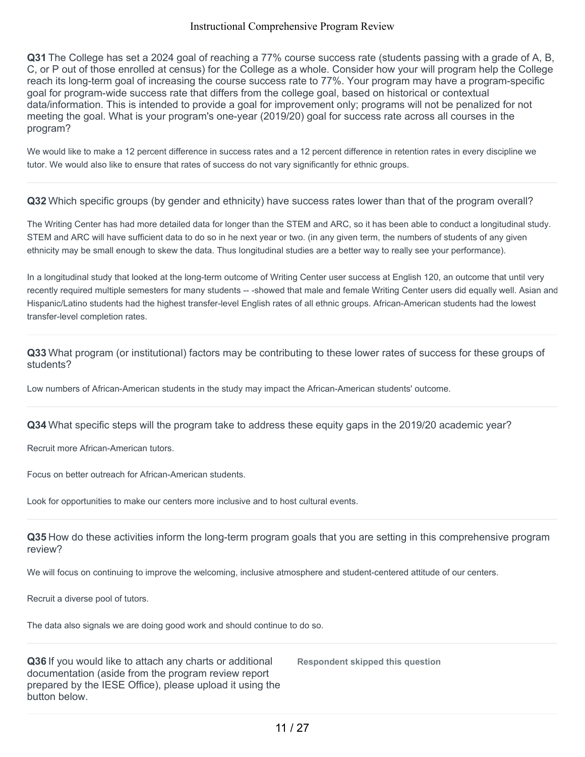**Q31** The College has set a 2024 goal of reaching a 77% course success rate (students passing with a grade of A, B, C, or P out of those enrolled at census) for the College as a whole. Consider how your will program help the College reach its long-term goal of increasing the course success rate to 77%. Your program may have a program-specific goal for program-wide success rate that differs from the college goal, based on historical or contextual data/information. This is intended to provide a goal for improvement only; programs will not be penalized for not meeting the goal. What is your program's one-year (2019/20) goal for success rate across all courses in the program?

We would like to make a 12 percent difference in success rates and a 12 percent difference in retention rates in every discipline we tutor. We would also like to ensure that rates of success do not vary significantly for ethnic groups.

---

**Q32** Which specific groups (by gender and ethnicity) have success rates lower than that of the program overall?

The Writing Center has had more detailed data for longer than the STEM and ARC, so it has been able to conduct a longitudinal study. STEM and ARC will have sufficient data to do so in he next year or two. (in any given term, the numbers of students of any given ethnicity may be small enough to skew the data. Thus longitudinal studies are a better way to really see your performance).

In a longitudinal study that looked at the long-term outcome of Writing Center user success at English 120, an outcome that until very recently required multiple semesters for many students -- -showed that male and female Writing Center users did equally well. Asian and Hispanic/Latino students had the highest transfer-level English rates of all ethnic groups. African-American students had the lowest transfer-level completion rates.

---

**Q33** What program (or institutional) factors may be contributing to these lower rates of success for these groups of students?

Low numbers of African-American students in the study may impact the African-American students' outcome.

---

**Q34** What specific steps will the program take to address these equity gaps in the 2019/20 academic year?

Recruit more African-American tutors.

Focus on better outreach for African-American students.

Look for opportunities to make our centers more inclusive and to host cultural events.

---

**Q35** How do these activities inform the long-term program goals that you are setting in this comprehensive program review?

We will focus on continuing to improve the welcoming, inclusive atmosphere and student-centered attitude of our centers.

Recruit a diverse pool of tutors.

The data also signals we are doing good work and should continue to do so.

---

**Q36** If you would like to attach any charts or additional documentation (aside from the program review report prepared by the IESE Office), please upload it using the button below.

**Respondent skipped this question**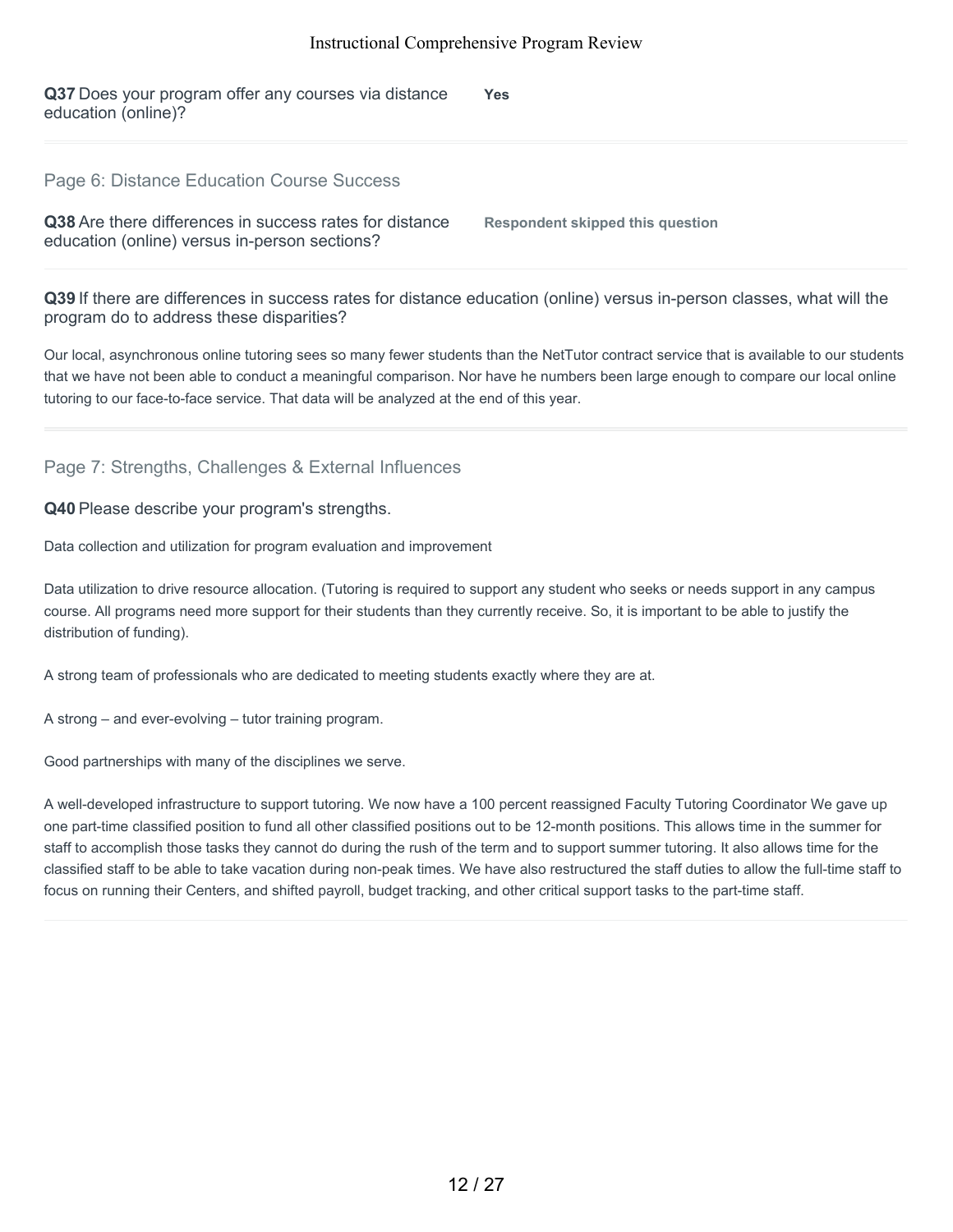**Q37** Does your program offer any courses via distance education (online)?

**Yes**

## Page 6: Distance Education Course Success

**Q38** Are there differences in success rates for distance education (online) versus in-person sections?

**Respondent skipped this question**

**Q39** If there are differences in success rates for distance education (online) versus in-person classes, what will the program do to address these disparities?

Our local, asynchronous online tutoring sees so many fewer students than the NetTutor contract service that is available to our students that we have not been able to conduct a meaningful comparison. Nor have he numbers been large enough to compare our local online tutoring to our face-to-face service. That data will be analyzed at the end of this year.

## Page 7: Strengths, Challenges & External Influences

**Q40** Please describe your program's strengths.

Data collection and utilization for program evaluation and improvement

Data utilization to drive resource allocation. (Tutoring is required to support any student who seeks or needs support in any campus course. All programs need more support for their students than they currently receive. So, it is important to be able to justify the distribution of funding).

A strong team of professionals who are dedicated to meeting students exactly where they are at.

A strong – and ever-evolving – tutor training program.

Good partnerships with many of the disciplines we serve.

A well-developed infrastructure to support tutoring. We now have a 100 percent reassigned Faculty Tutoring Coordinator We gave up one part-time classified position to fund all other classified positions out to be 12-month positions. This allows time in the summer for staff to accomplish those tasks they cannot do during the rush of the term and to support summer tutoring. It also allows time for the classified staff to be able to take vacation during non-peak times. We have also restructured the staff duties to allow the full-time staff to focus on running their Centers, and shifted payroll, budget tracking, and other critical support tasks to the part-time staff.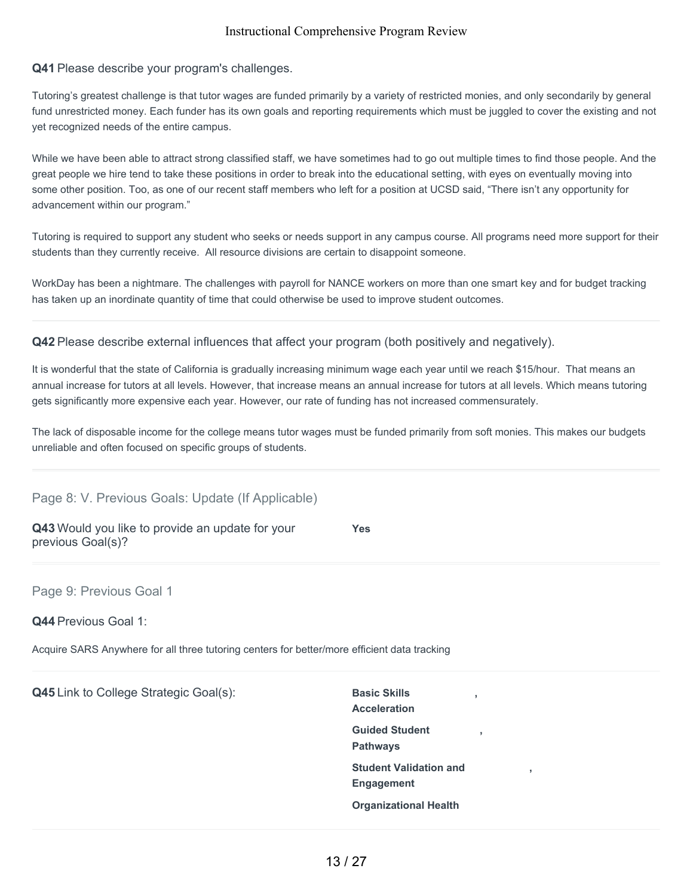**Q41** Please describe your program's challenges.

Tutoring's greatest challenge is that tutor wages are funded primarily by a variety of restricted monies, and only secondarily by general fund unrestricted money. Each funder has its own goals and reporting requirements which must be juggled to cover the existing and not yet recognized needs of the entire campus.

While we have been able to attract strong classified staff, we have sometimes had to go out multiple times to find those people. And the great people we hire tend to take these positions in order to break into the educational setting, with eyes on eventually moving into some other position. Too, as one of our recent staff members who left for a position at UCSD said, "There isn't any opportunity for advancement within our program."

Tutoring is required to support any student who seeks or needs support in any campus course. All programs need more support for their students than they currently receive. All resource divisions are certain to disappoint someone.

WorkDay has been a nightmare. The challenges with payroll for NANCE workers on more than one smart key and for budget tracking has taken up an inordinate quantity of time that could otherwise be used to improve student outcomes.

**Q42** Please describe external influences that affect your program (both positively and negatively).

It is wonderful that the state of California is gradually increasing minimum wage each year until we reach $15/hour. That means an annual increase for tutors at all levels. However, that increase means an annual increase for tutors at all levels. Which means tutoring gets significantly more expensive each year. However, our rate of funding has not increased commensurately.

The lack of disposable income for the college means tutor wages must be funded primarily from soft monies. This makes our budgets unreliable and often focused on specific groups of students.

## Page 8: V. Previous Goals: Update (If Applicable)

**Q43** Would you like to provide an update for your previous Goal(s)?

**Yes**

## Page 9: Previous Goal 1

**Q44** Previous Goal 1:

Acquire SARS Anywhere for all three tutoring centers for better/more efficient data tracking

**Q45** Link to College Strategic Goal(s):

**Basic Skills Acceleration,**
**Guided Student Pathways,**
**Student Validation and Engagement,**
**Organizational Health**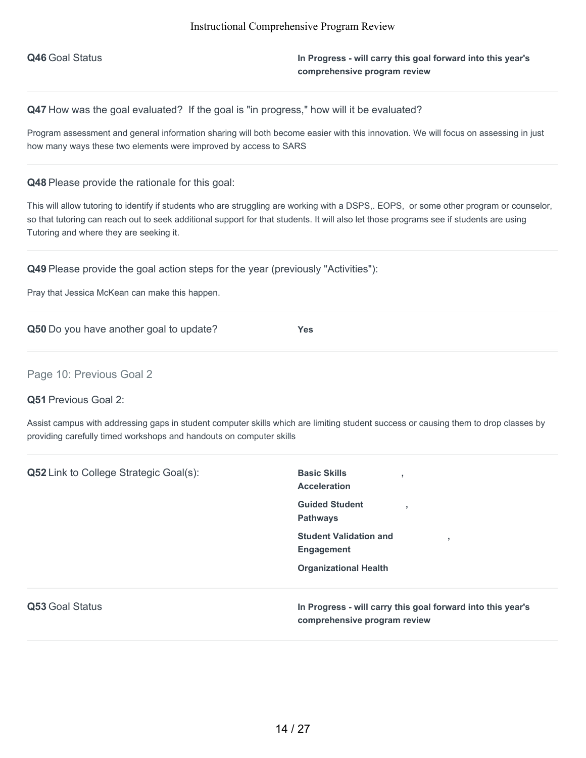**Q46** Goal Status

**In Progress - will carry this goal forward into this year's comprehensive program review**

---

**Q47** How was the goal evaluated? If the goal is "in progress," how will it be evaluated?

Program assessment and general information sharing will both become easier with this innovation. We will focus on assessing in just how many ways these two elements were improved by access to SARS

---

**Q48** Please provide the rationale for this goal:

This will allow tutoring to identify if students who are struggling are working with a DSPS,. EOPS, or some other program or counselor, so that tutoring can reach out to seek additional support for that students. It will also let those programs see if students are using Tutoring and where they are seeking it.

---

**Q49** Please provide the goal action steps for the year (previously "Activities"):

Pray that Jessica McKean can make this happen.

---

**Q50** Do you have another goal to update?

**Yes**

---

## Page 10: Previous Goal 2

**Q51** Previous Goal 2:

Assist campus with addressing gaps in student computer skills which are limiting student success or causing them to drop classes by providing carefully timed workshops and handouts on computer skills

---

**Q52** Link to College Strategic Goal(s):

**Basic Skills Acceleration**,
**Guided Student Pathways**,
**Student Validation and Engagement**,
**Organizational Health**

---

**Q53** Goal Status

**In Progress - will carry this goal forward into this year's comprehensive program review**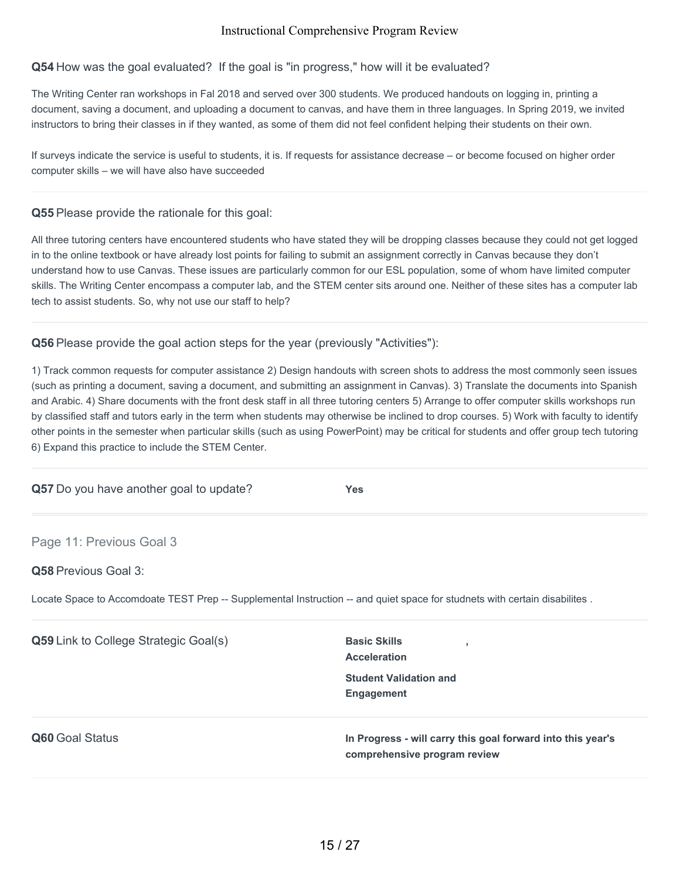**Q54** How was the goal evaluated? If the goal is "in progress," how will it be evaluated?

The Writing Center ran workshops in Fal 2018 and served over 300 students. We produced handouts on logging in, printing a document, saving a document, and uploading a document to canvas, and have them in three languages. In Spring 2019, we invited instructors to bring their classes in if they wanted, as some of them did not feel confident helping their students on their own.

If surveys indicate the service is useful to students, it is. If requests for assistance decrease – or become focused on higher order computer skills – we will have also have succeeded

---

**Q55** Please provide the rationale for this goal:

All three tutoring centers have encountered students who have stated they will be dropping classes because they could not get logged in to the online textbook or have already lost points for failing to submit an assignment correctly in Canvas because they don't understand how to use Canvas. These issues are particularly common for our ESL population, some of whom have limited computer skills. The Writing Center encompass a computer lab, and the STEM center sits around one. Neither of these sites has a computer lab tech to assist students. So, why not use our staff to help?

---

**Q56** Please provide the goal action steps for the year (previously "Activities"):

1) Track common requests for computer assistance 2) Design handouts with screen shots to address the most commonly seen issues (such as printing a document, saving a document, and submitting an assignment in Canvas). 3) Translate the documents into Spanish and Arabic. 4) Share documents with the front desk staff in all three tutoring centers 5) Arrange to offer computer skills workshops run by classified staff and tutors early in the term when students may otherwise be inclined to drop courses. 5) Work with faculty to identify other points in the semester when particular skills (such as using PowerPoint) may be critical for students and offer group tech tutoring 6) Expand this practice to include the STEM Center.

---

**Q57** Do you have another goal to update? **Yes**

---

## Page 11: Previous Goal 3

**Q58** Previous Goal 3:

Locate Space to Accomdoate TEST Prep -- Supplemental Instruction -- and quiet space for studnets with certain disabilites .

---

**Q59** Link to College Strategic Goal(s)

**Basic Skills Acceleration** ,

**Student Validation and Engagement**

---

**Q60** Goal Status

**In Progress - will carry this goal forward into this year's comprehensive program review**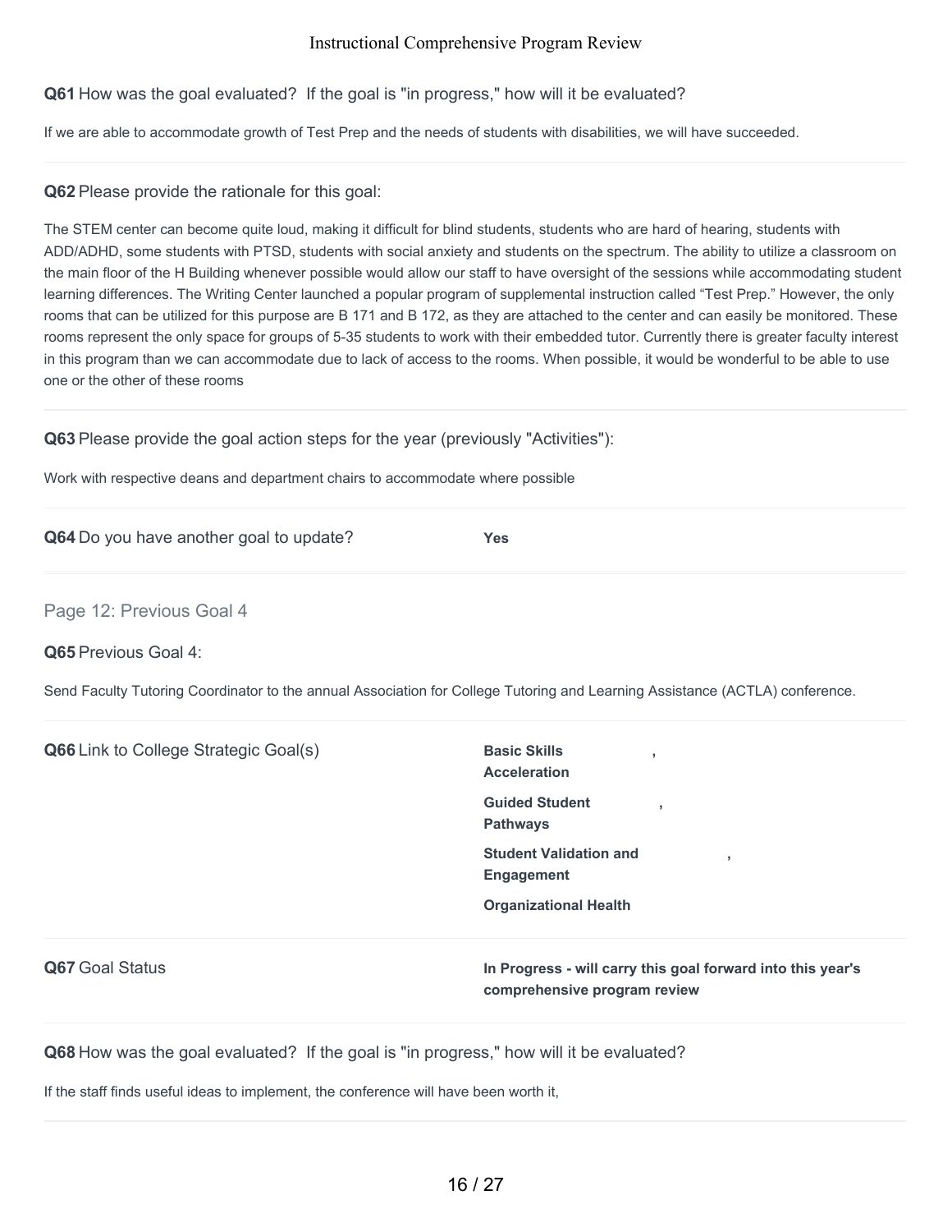**Q61** How was the goal evaluated? If the goal is "in progress," how will it be evaluated?

If we are able to accommodate growth of Test Prep and the needs of students with disabilities, we will have succeeded.

**Q62** Please provide the rationale for this goal:

The STEM center can become quite loud, making it difficult for blind students, students who are hard of hearing, students with ADD/ADHD, some students with PTSD, students with social anxiety and students on the spectrum. The ability to utilize a classroom on the main floor of the H Building whenever possible would allow our staff to have oversight of the sessions while accommodating student learning differences. The Writing Center launched a popular program of supplemental instruction called "Test Prep." However, the only rooms that can be utilized for this purpose are B 171 and B 172, as they are attached to the center and can easily be monitored. These rooms represent the only space for groups of 5-35 students to work with their embedded tutor. Currently there is greater faculty interest in this program than we can accommodate due to lack of access to the rooms. When possible, it would be wonderful to be able to use one or the other of these rooms

**Q63** Please provide the goal action steps for the year (previously "Activities"):

Work with respective deans and department chairs to accommodate where possible

**Q64** Do you have another goal to update? **Yes**

## Page 12: Previous Goal 4

**Q65** Previous Goal 4:

Send Faculty Tutoring Coordinator to the annual Association for College Tutoring and Learning Assistance (ACTLA) conference.

**Q66** Link to College Strategic Goal(s)

**Basic Skills Acceleration**,
**Guided Student Pathways**,
**Student Validation and Engagement**,
**Organizational Health**

**Q67** Goal Status

**In Progress - will carry this goal forward into this year's comprehensive program review**

**Q68** How was the goal evaluated? If the goal is "in progress," how will it be evaluated?

If the staff finds useful ideas to implement, the conference will have been worth it,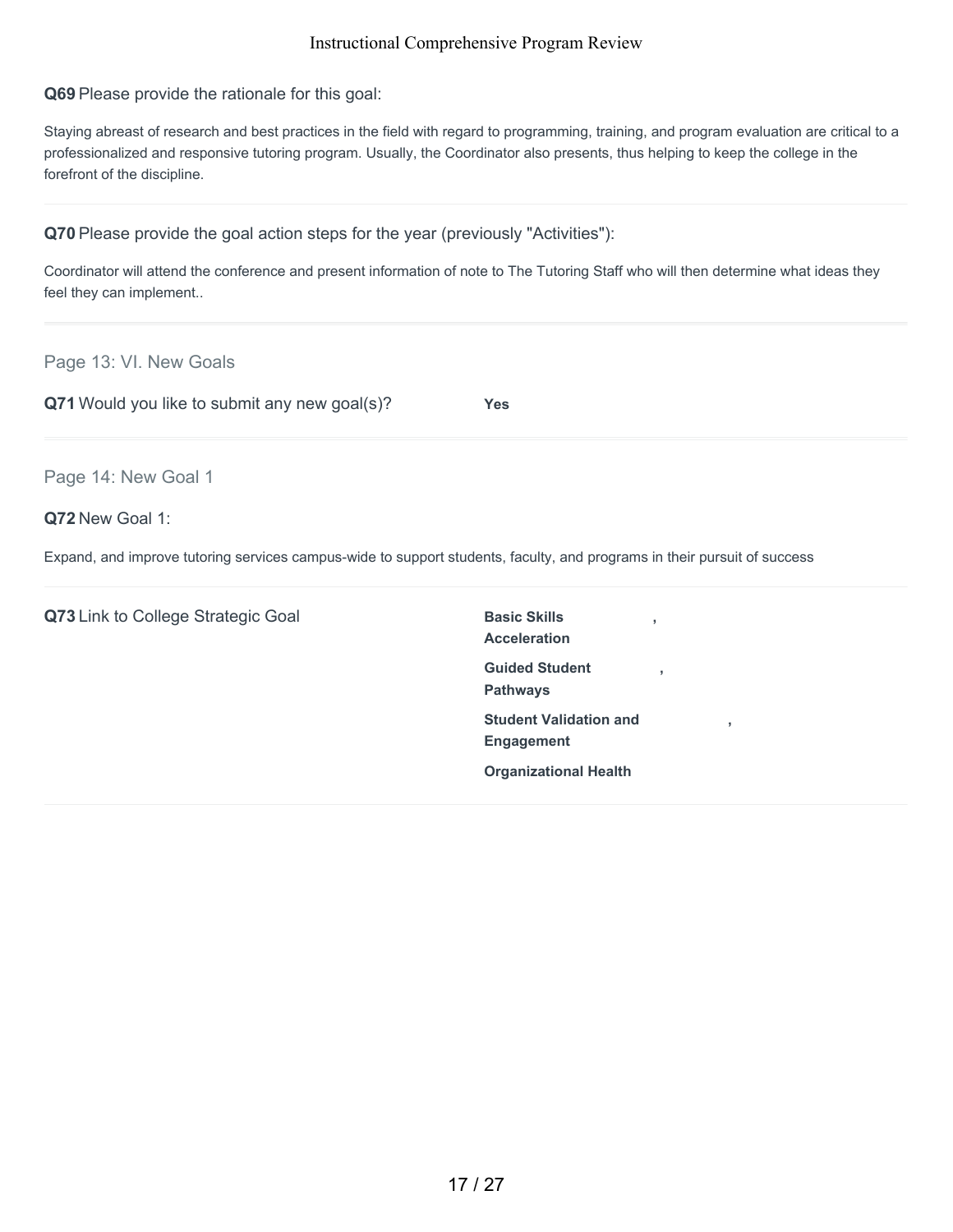**Q69** Please provide the rationale for this goal:

Staying abreast of research and best practices in the field with regard to programming, training, and program evaluation are critical to a professionalized and responsive tutoring program. Usually, the Coordinator also presents, thus helping to keep the college in the forefront of the discipline.

**Q70** Please provide the goal action steps for the year (previously "Activities"):

Coordinator will attend the conference and present information of note to The Tutoring Staff who will then determine what ideas they feel they can implement..

## Page 13: VI. New Goals

**Q71** Would you like to submit any new goal(s)? **Yes**

## Page 14: New Goal 1

**Q72** New Goal 1:

Expand, and improve tutoring services campus-wide to support students, faculty, and programs in their pursuit of success

**Q73** Link to College Strategic Goal

**Basic Skills Acceleration**,
**Guided Student Pathways**,
**Student Validation and Engagement**,
**Organizational Health**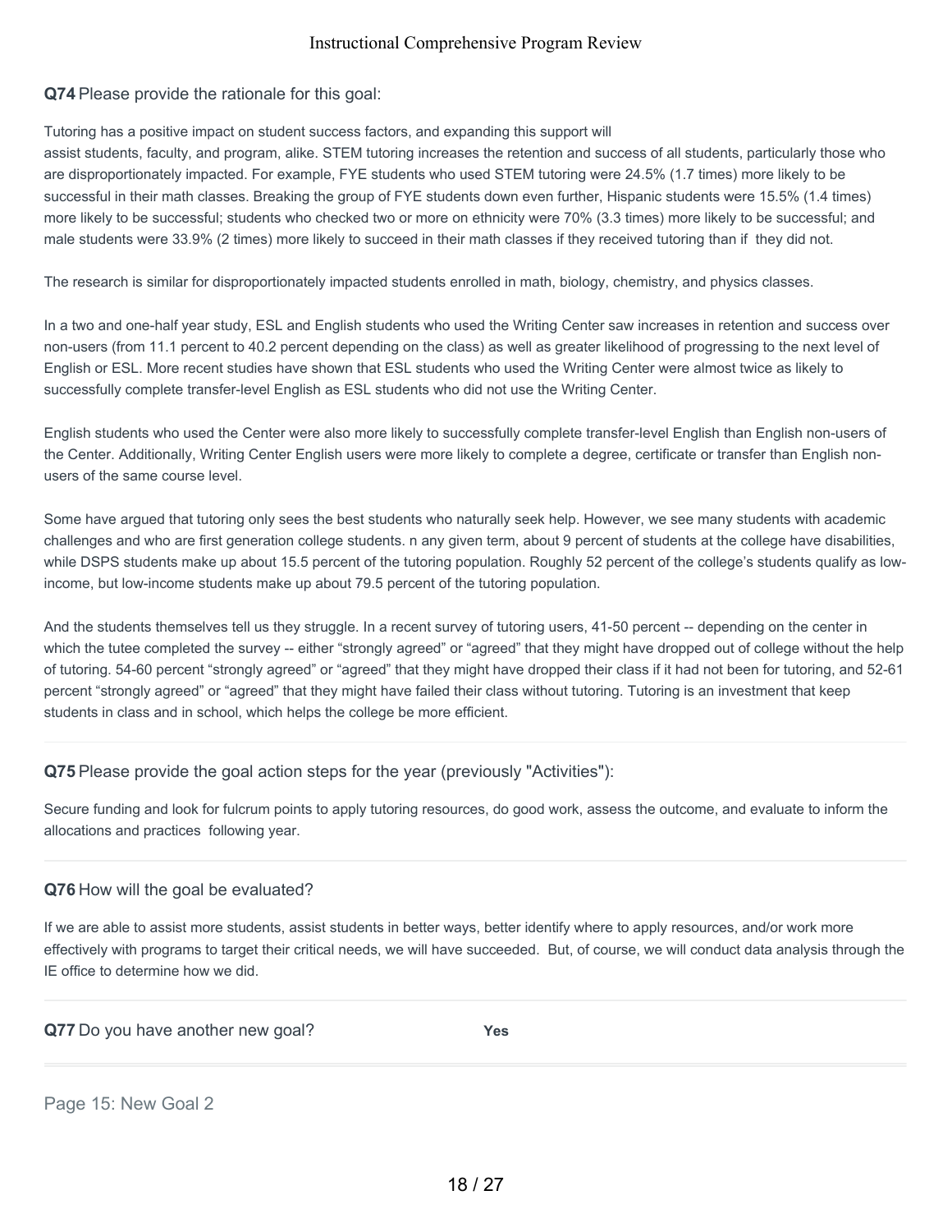**Q74** Please provide the rationale for this goal:

Tutoring has a positive impact on student success factors, and expanding this support will assist students, faculty, and program, alike. STEM tutoring increases the retention and success of all students, particularly those who are disproportionately impacted. For example, FYE students who used STEM tutoring were 24.5% (1.7 times) more likely to be successful in their math classes. Breaking the group of FYE students down even further, Hispanic students were 15.5% (1.4 times) more likely to be successful; students who checked two or more on ethnicity were 70% (3.3 times) more likely to be successful; and male students were 33.9% (2 times) more likely to succeed in their math classes if they received tutoring than if they did not.

The research is similar for disproportionately impacted students enrolled in math, biology, chemistry, and physics classes.

In a two and one-half year study, ESL and English students who used the Writing Center saw increases in retention and success over non-users (from 11.1 percent to 40.2 percent depending on the class) as well as greater likelihood of progressing to the next level of English or ESL. More recent studies have shown that ESL students who used the Writing Center were almost twice as likely to successfully complete transfer-level English as ESL students who did not use the Writing Center.

English students who used the Center were also more likely to successfully complete transfer-level English than English non-users of the Center. Additionally, Writing Center English users were more likely to complete a degree, certificate or transfer than English non-users of the same course level.

Some have argued that tutoring only sees the best students who naturally seek help. However, we see many students with academic challenges and who are first generation college students. n any given term, about 9 percent of students at the college have disabilities, while DSPS students make up about 15.5 percent of the tutoring population. Roughly 52 percent of the college's students qualify as low-income, but low-income students make up about 79.5 percent of the tutoring population.

And the students themselves tell us they struggle. In a recent survey of tutoring users, 41-50 percent -- depending on the center in which the tutee completed the survey -- either "strongly agreed" or "agreed" that they might have dropped out of college without the help of tutoring. 54-60 percent "strongly agreed" or "agreed" that they might have dropped their class if it had not been for tutoring, and 52-61 percent "strongly agreed" or "agreed" that they might have failed their class without tutoring. Tutoring is an investment that keep students in class and in school, which helps the college be more efficient.

**Q75** Please provide the goal action steps for the year (previously "Activities"):

Secure funding and look for fulcrum points to apply tutoring resources, do good work, assess the outcome, and evaluate to inform the allocations and practices following year.

**Q76** How will the goal be evaluated?

If we are able to assist more students, assist students in better ways, better identify where to apply resources, and/or work more effectively with programs to target their critical needs, we will have succeeded. But, of course, we will conduct data analysis through the IE office to determine how we did.

**Q77** Do you have another new goal? **Yes**

## Page 15: New Goal 2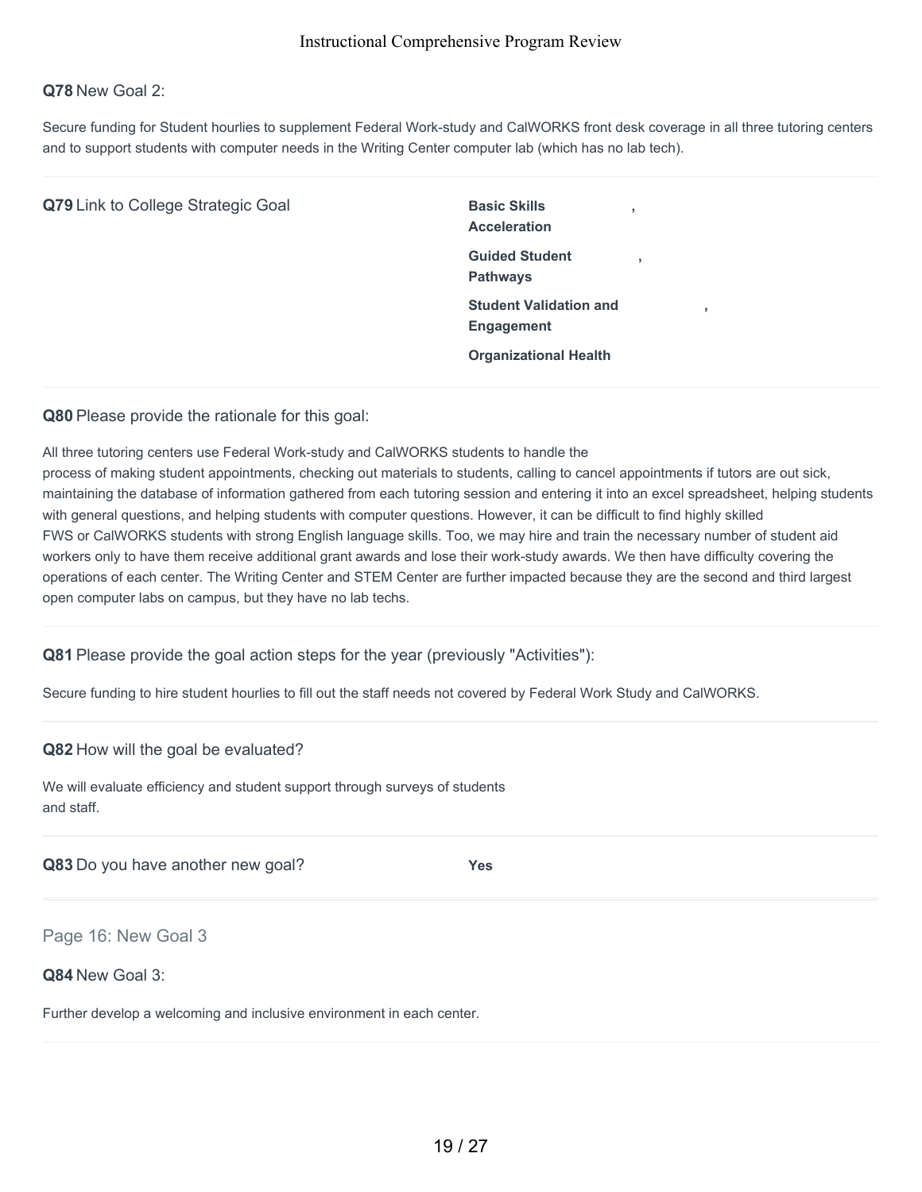**Q78** New Goal 2:

Secure funding for Student hourlies to supplement Federal Work-study and CalWORKS front desk coverage in all three tutoring centers and to support students with computer needs in the Writing Center computer lab (which has no lab tech).

---

**Q79** Link to College Strategic Goal

**Basic Skills Acceleration**,

**Guided Student Pathways**,

**Student Validation and Engagement**,

**Organizational Health**

---

**Q80** Please provide the rationale for this goal:

All three tutoring centers use Federal Work-study and CalWORKS students to handle the process of making student appointments, checking out materials to students, calling to cancel appointments if tutors are out sick, maintaining the database of information gathered from each tutoring session and entering it into an excel spreadsheet, helping students with general questions, and helping students with computer questions. However, it can be difficult to find highly skilled FWS or CalWORKS students with strong English language skills. Too, we may hire and train the necessary number of student aid workers only to have them receive additional grant awards and lose their work-study awards. We then have difficulty covering the operations of each center. The Writing Center and STEM Center are further impacted because they are the second and third largest open computer labs on campus, but they have no lab techs.

---

**Q81** Please provide the goal action steps for the year (previously "Activities"):

Secure funding to hire student hourlies to fill out the staff needs not covered by Federal Work Study and CalWORKS.

---

**Q82** How will the goal be evaluated?

We will evaluate efficiency and student support through surveys of students and staff.

---

**Q83** Do you have another new goal? **Yes**

---

## Page 16: New Goal 3

**Q84** New Goal 3:

Further develop a welcoming and inclusive environment in each center.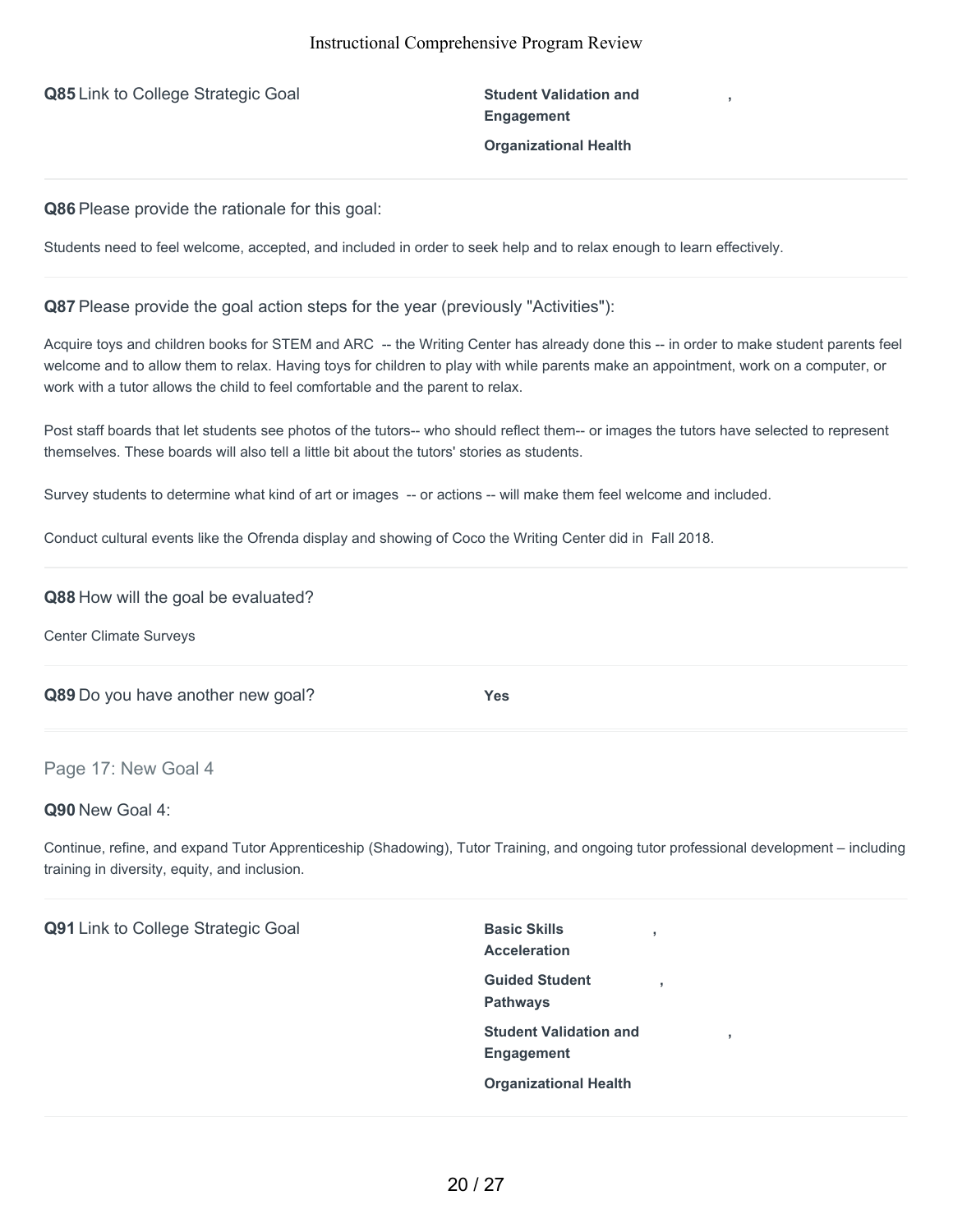**Q85** Link to College Strategic Goal

**Student Validation and Engagement**,

**Organizational Health**

---

**Q86** Please provide the rationale for this goal:

Students need to feel welcome, accepted, and included in order to seek help and to relax enough to learn effectively.

---

**Q87** Please provide the goal action steps for the year (previously "Activities"):

Acquire toys and children books for STEM and ARC -- the Writing Center has already done this -- in order to make student parents feel welcome and to allow them to relax. Having toys for children to play with while parents make an appointment, work on a computer, or work with a tutor allows the child to feel comfortable and the parent to relax.

Post staff boards that let students see photos of the tutors-- who should reflect them-- or images the tutors have selected to represent themselves. These boards will also tell a little bit about the tutors' stories as students.

Survey students to determine what kind of art or images -- or actions -- will make them feel welcome and included.

Conduct cultural events like the Ofrenda display and showing of Coco the Writing Center did in Fall 2018.

---

**Q88** How will the goal be evaluated?

Center Climate Surveys

---

**Q89** Do you have another new goal?

**Yes**

---

## Page 17: New Goal 4

**Q90** New Goal 4:

Continue, refine, and expand Tutor Apprenticeship (Shadowing), Tutor Training, and ongoing tutor professional development – including training in diversity, equity, and inclusion.

---

**Q91** Link to College Strategic Goal

**Basic Skills Acceleration**,

**Guided Student Pathways**,

**Student Validation and Engagement**,

**Organizational Health**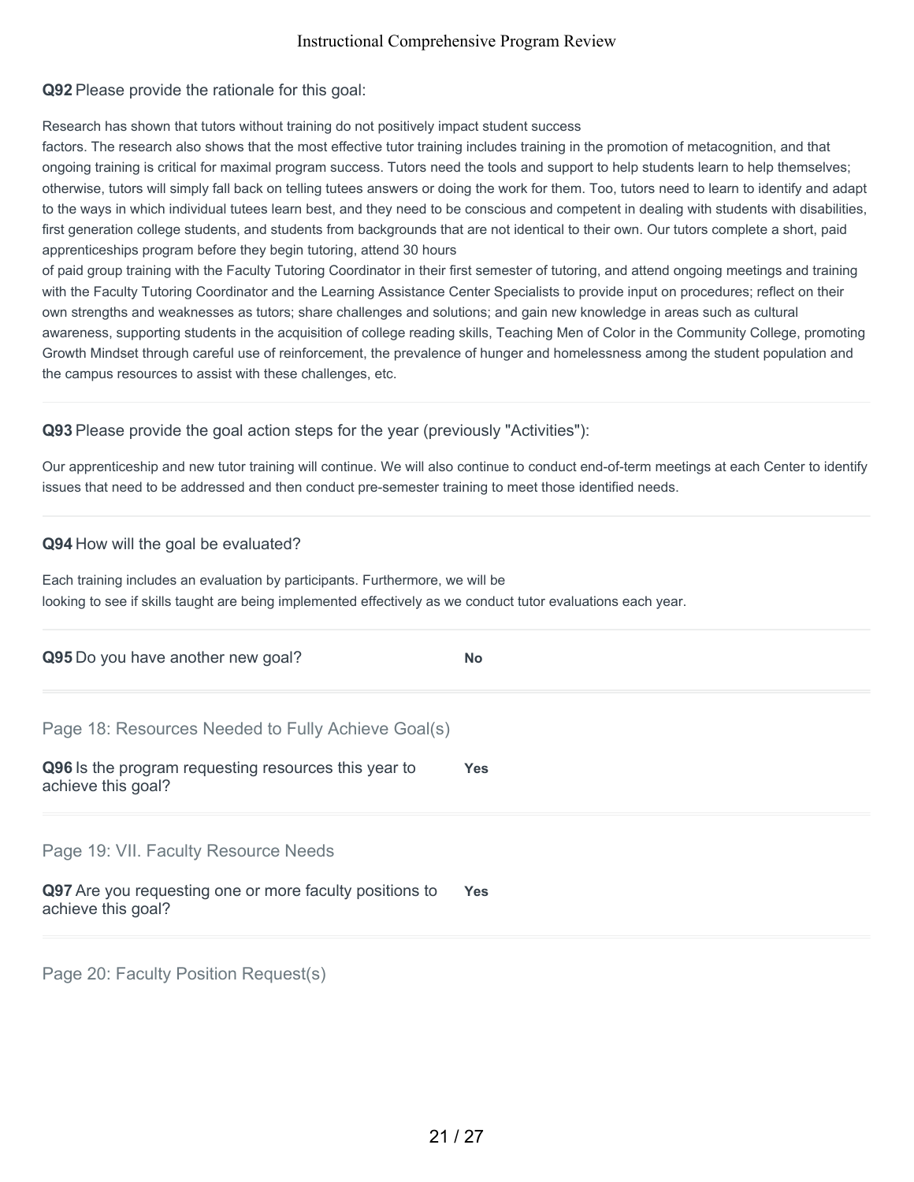**Q92** Please provide the rationale for this goal:

Research has shown that tutors without training do not positively impact student success factors. The research also shows that the most effective tutor training includes training in the promotion of metacognition, and that ongoing training is critical for maximal program success. Tutors need the tools and support to help students learn to help themselves; otherwise, tutors will simply fall back on telling tutees answers or doing the work for them. Too, tutors need to learn to identify and adapt to the ways in which individual tutees learn best, and they need to be conscious and competent in dealing with students with disabilities, first generation college students, and students from backgrounds that are not identical to their own. Our tutors complete a short, paid apprenticeships program before they begin tutoring, attend 30 hours of paid group training with the Faculty Tutoring Coordinator in their first semester of tutoring, and attend ongoing meetings and training with the Faculty Tutoring Coordinator and the Learning Assistance Center Specialists to provide input on procedures; reflect on their own strengths and weaknesses as tutors; share challenges and solutions; and gain new knowledge in areas such as cultural awareness, supporting students in the acquisition of college reading skills, Teaching Men of Color in the Community College, promoting Growth Mindset through careful use of reinforcement, the prevalence of hunger and homelessness among the student population and the campus resources to assist with these challenges, etc.

**Q93** Please provide the goal action steps for the year (previously "Activities"):

Our apprenticeship and new tutor training will continue. We will also continue to conduct end-of-term meetings at each Center to identify issues that need to be addressed and then conduct pre-semester training to meet those identified needs.

**Q94** How will the goal be evaluated?

Each training includes an evaluation by participants. Furthermore, we will be looking to see if skills taught are being implemented effectively as we conduct tutor evaluations each year.

**Q95** Do you have another new goal? **No**

## Page 18: Resources Needed to Fully Achieve Goal(s)

**Q96** Is the program requesting resources this year to achieve this goal? **Yes**

## Page 19: VII. Faculty Resource Needs

**Q97** Are you requesting one or more faculty positions to achieve this goal? **Yes**

## Page 20: Faculty Position Request(s)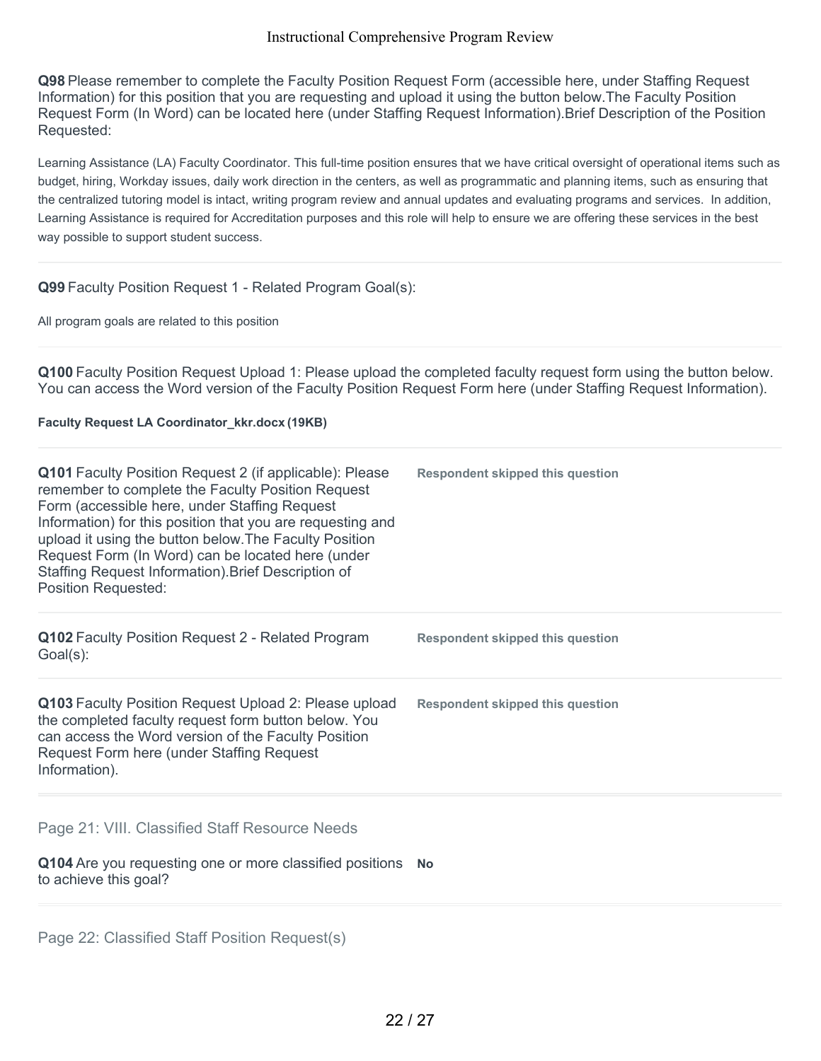**Q98** Please remember to complete the Faculty Position Request Form (accessible here, under Staffing Request Information) for this position that you are requesting and upload it using the button below.The Faculty Position Request Form (In Word) can be located here (under Staffing Request Information).Brief Description of the Position Requested:

Learning Assistance (LA) Faculty Coordinator. This full-time position ensures that we have critical oversight of operational items such as budget, hiring, Workday issues, daily work direction in the centers, as well as programmatic and planning items, such as ensuring that the centralized tutoring model is intact, writing program review and annual updates and evaluating programs and services. In addition, Learning Assistance is required for Accreditation purposes and this role will help to ensure we are offering these services in the best way possible to support student success.

**Q99** Faculty Position Request 1 - Related Program Goal(s):

All program goals are related to this position

**Q100** Faculty Position Request Upload 1: Please upload the completed faculty request form using the button below. You can access the Word version of the Faculty Position Request Form here (under Staffing Request Information).

**Faculty Request LA Coordinator_kkr.docx (19KB)**

**Q101** Faculty Position Request 2 (if applicable): Please remember to complete the Faculty Position Request Form (accessible here, under Staffing Request Information) for this position that you are requesting and upload it using the button below.The Faculty Position Request Form (In Word) can be located here (under Staffing Request Information).Brief Description of Position Requested:

**Respondent skipped this question**

**Q102** Faculty Position Request 2 - Related Program Goal(s):

**Respondent skipped this question**

**Q103** Faculty Position Request Upload 2: Please upload the completed faculty request form button below. You can access the Word version of the Faculty Position Request Form here (under Staffing Request Information).

**Respondent skipped this question**

## Page 21: VIII. Classified Staff Resource Needs

**Q104** Are you requesting one or more classified positions to achieve this goal?

**No**

## Page 22: Classified Staff Position Request(s)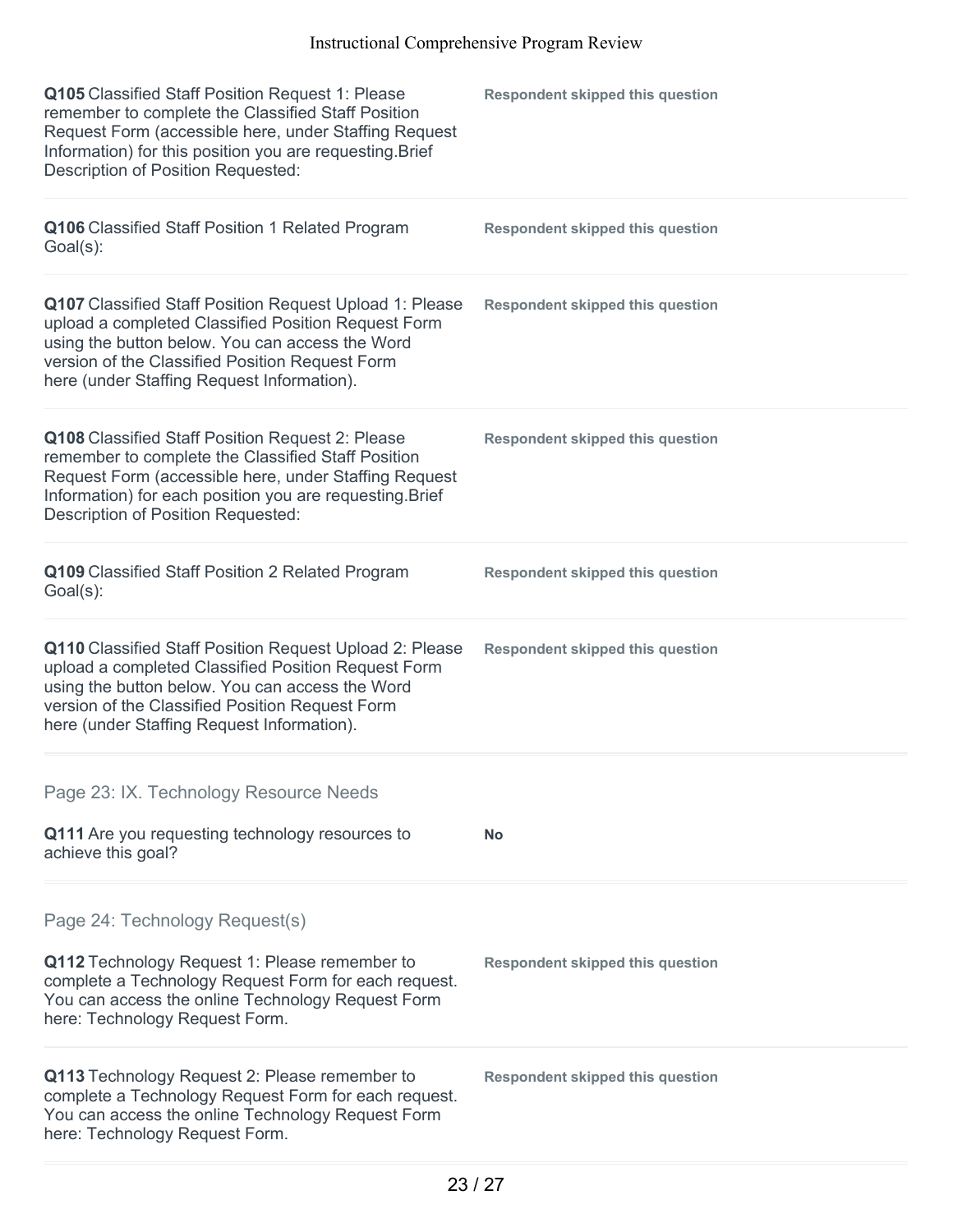**Q105** Classified Staff Position Request 1: Please remember to complete the Classified Staff Position Request Form (accessible here, under Staffing Request Information) for this position you are requesting.Brief Description of Position Requested:

**Respondent skipped this question**

**Q106** Classified Staff Position 1 Related Program Goal(s):

**Respondent skipped this question**

**Q107** Classified Staff Position Request Upload 1: Please upload a completed Classified Position Request Form using the button below. You can access the Word version of the Classified Position Request Form here (under Staffing Request Information).

**Respondent skipped this question**

**Q108** Classified Staff Position Request 2: Please remember to complete the Classified Staff Position Request Form (accessible here, under Staffing Request Information) for each position you are requesting.Brief Description of Position Requested:

**Respondent skipped this question**

**Q109** Classified Staff Position 2 Related Program Goal(s):

**Respondent skipped this question**

**Q110** Classified Staff Position Request Upload 2: Please upload a completed Classified Position Request Form using the button below. You can access the Word version of the Classified Position Request Form here (under Staffing Request Information).

**Respondent skipped this question**

## Page 23: IX. Technology Resource Needs

**Q111** Are you requesting technology resources to achieve this goal?

**No**

## Page 24: Technology Request(s)

**Q112** Technology Request 1: Please remember to complete a Technology Request Form for each request. You can access the online Technology Request Form here: Technology Request Form.

**Respondent skipped this question**

**Q113** Technology Request 2: Please remember to complete a Technology Request Form for each request. You can access the online Technology Request Form here: Technology Request Form.

**Respondent skipped this question**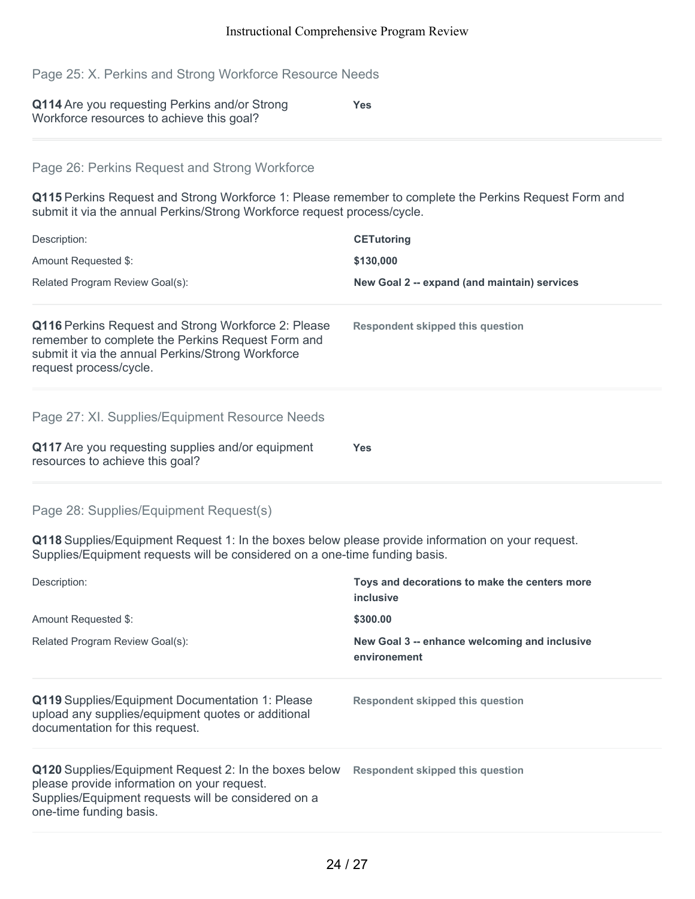## Page 25: X. Perkins and Strong Workforce Resource Needs

**Q114** Are you requesting Perkins and/or Strong Workforce resources to achieve this goal? **Yes**

## Page 26: Perkins Request and Strong Workforce

**Q115** Perkins Request and Strong Workforce 1: Please remember to complete the Perkins Request Form and submit it via the annual Perkins/Strong Workforce request process/cycle.

| | |
|---|---|
| Description: | **CETutoring** |
| Amount Requested $: | **$130,000** |
| Related Program Review Goal(s): | **New Goal 2 -- expand (and maintain) services** |

**Q116** Perkins Request and Strong Workforce 2: Please remember to complete the Perkins Request Form and submit it via the annual Perkins/Strong Workforce request process/cycle. **Respondent skipped this question**

## Page 27: XI. Supplies/Equipment Resource Needs

**Q117** Are you requesting supplies and/or equipment resources to achieve this goal? **Yes**

## Page 28: Supplies/Equipment Request(s)

**Q118** Supplies/Equipment Request 1: In the boxes below please provide information on your request. Supplies/Equipment requests will be considered on a one-time funding basis.

| | |
|---|---|
| Description: | **Toys and decorations to make the centers more inclusive** |
| Amount Requested $: | **$300.00** |
| Related Program Review Goal(s): | **New Goal 3 -- enhance welcoming and inclusive environement** |

**Q119** Supplies/Equipment Documentation 1: Please upload any supplies/equipment quotes or additional documentation for this request. **Respondent skipped this question**

**Q120** Supplies/Equipment Request 2: In the boxes below please provide information on your request. Supplies/Equipment requests will be considered on a one-time funding basis. **Respondent skipped this question**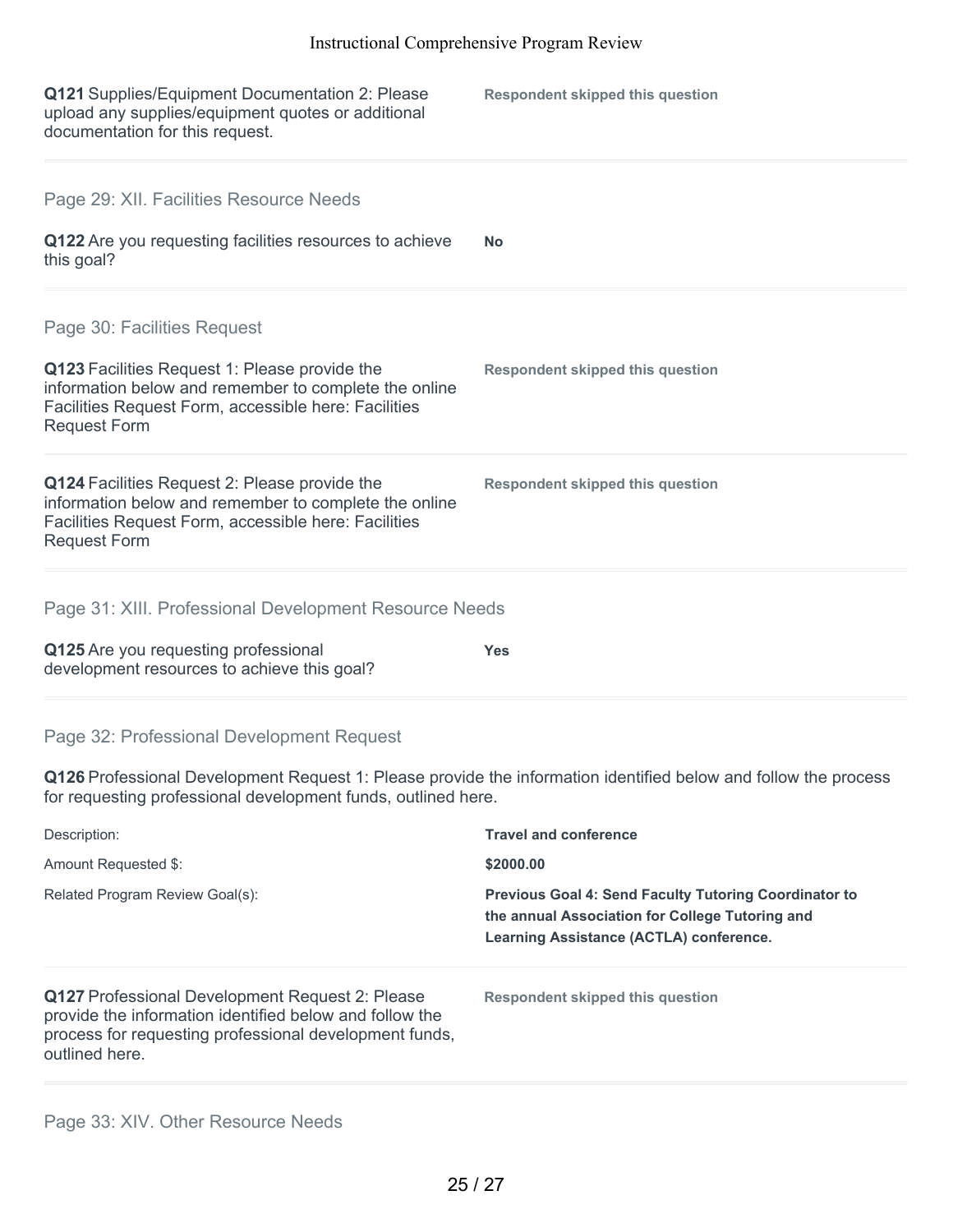**Q121** Supplies/Equipment Documentation 2: Please upload any supplies/equipment quotes or additional documentation for this request.

**Respondent skipped this question**

## Page 29: XII. Facilities Resource Needs

**Q122** Are you requesting facilities resources to achieve this goal?

**No**

## Page 30: Facilities Request

**Q123** Facilities Request 1: Please provide the information below and remember to complete the online Facilities Request Form, accessible here: Facilities Request Form

**Respondent skipped this question**

**Q124** Facilities Request 2: Please provide the information below and remember to complete the online Facilities Request Form, accessible here: Facilities Request Form

**Respondent skipped this question**

## Page 31: XIII. Professional Development Resource Needs

**Q125** Are you requesting professional development resources to achieve this goal?

**Yes**

## Page 32: Professional Development Request

**Q126** Professional Development Request 1: Please provide the information identified below and follow the process for requesting professional development funds, outlined here.

| | |
|---|---|
| Description: | **Travel and conference** |
| Amount Requested $: | **$2000.00** |
| Related Program Review Goal(s): | **Previous Goal 4: Send Faculty Tutoring Coordinator to the annual Association for College Tutoring and Learning Assistance (ACTLA) conference.** |

**Q127** Professional Development Request 2: Please provide the information identified below and follow the process for requesting professional development funds, outlined here.

**Respondent skipped this question**

## Page 33: XIV. Other Resource Needs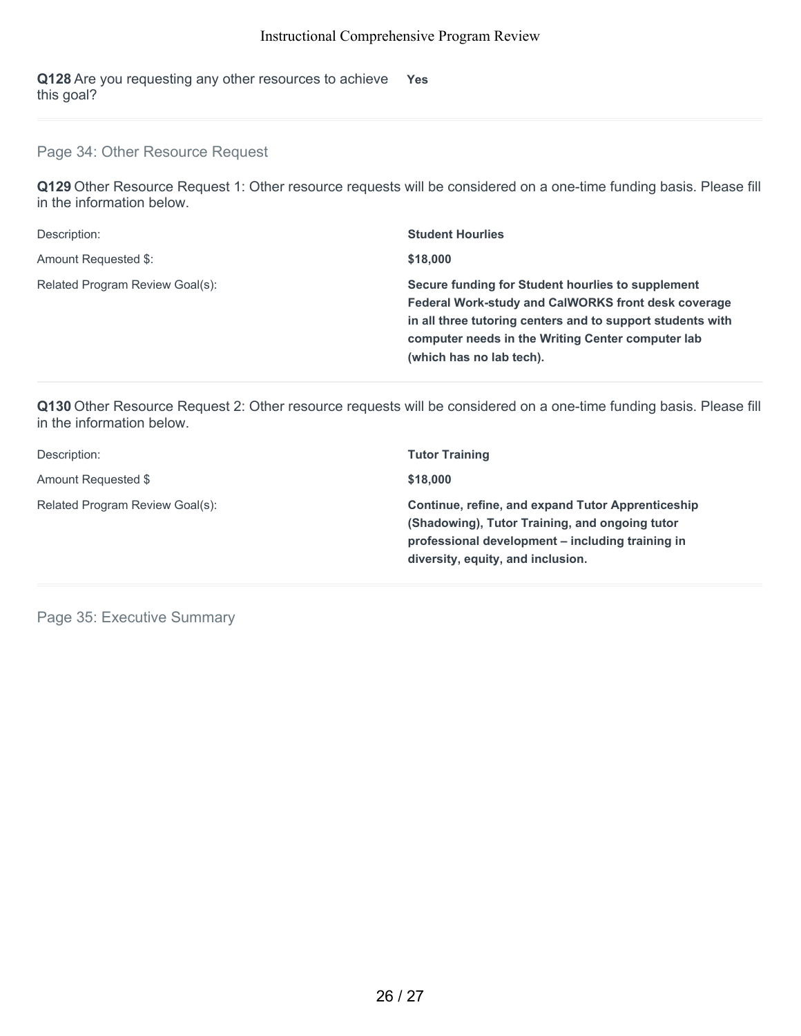**Q128** Are you requesting any other resources to achieve this goal? **Yes**

---

## Page 34: Other Resource Request

**Q129** Other Resource Request 1: Other resource requests will be considered on a one-time funding basis. Please fill in the information below.

| | |
|---|---|
| Description: | **Student Hourlies** |
| Amount Requested $: | **$18,000** |
| Related Program Review Goal(s): | **Secure funding for Student hourlies to supplement Federal Work-study and CalWORKS front desk coverage in all three tutoring centers and to support students with computer needs in the Writing Center computer lab (which has no lab tech).** |

**Q130** Other Resource Request 2: Other resource requests will be considered on a one-time funding basis. Please fill in the information below.

| | |
|---|---|
| Description: | **Tutor Training** |
| Amount Requested $ | **$18,000** |
| Related Program Review Goal(s): | **Continue, refine, and expand Tutor Apprenticeship (Shadowing), Tutor Training, and ongoing tutor professional development – including training in diversity, equity, and inclusion.** |

---

## Page 35: Executive Summary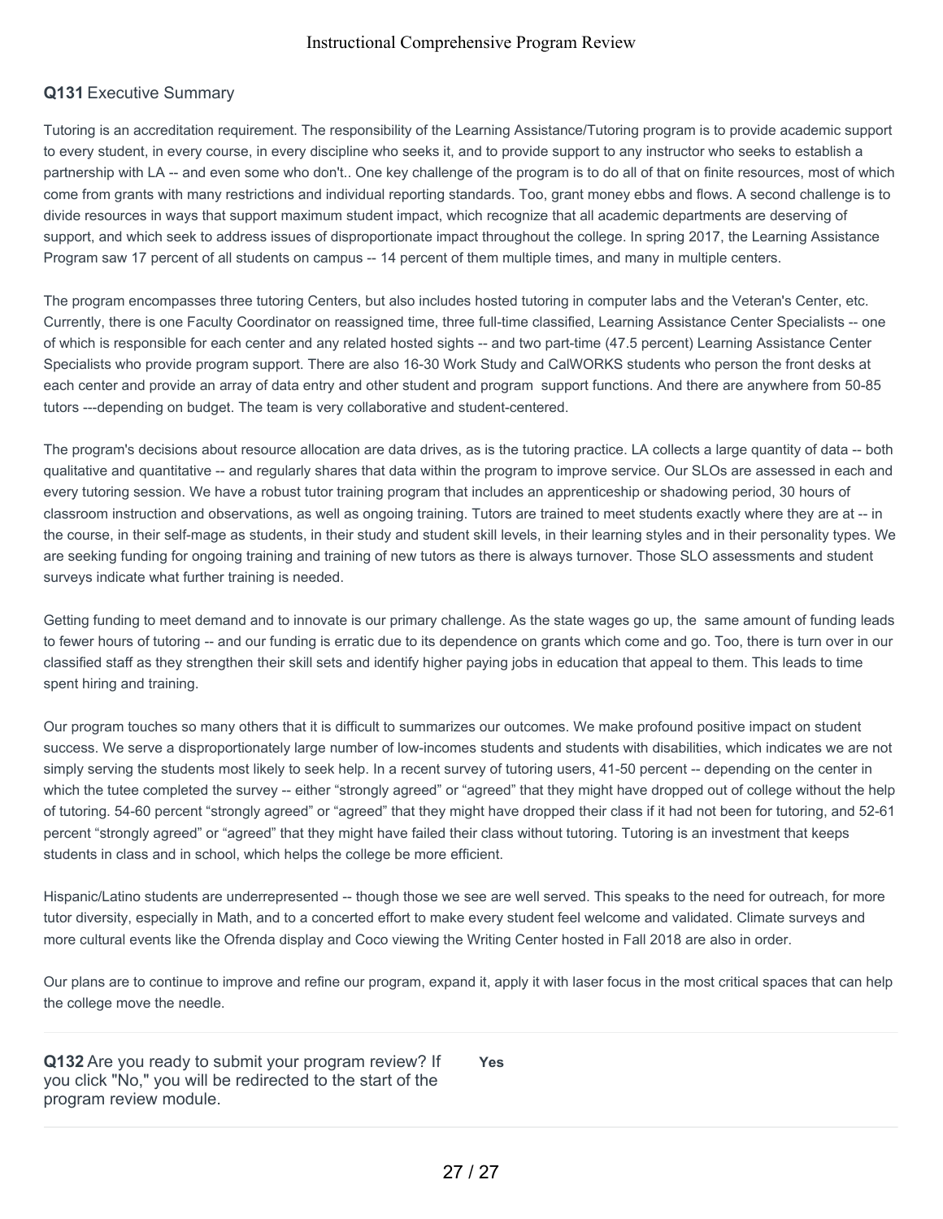**Q131** Executive Summary

Tutoring is an accreditation requirement. The responsibility of the Learning Assistance/Tutoring program is to provide academic support to every student, in every course, in every discipline who seeks it, and to provide support to any instructor who seeks to establish a partnership with LA -- and even some who don't.. One key challenge of the program is to do all of that on finite resources, most of which come from grants with many restrictions and individual reporting standards. Too, grant money ebbs and flows. A second challenge is to divide resources in ways that support maximum student impact, which recognize that all academic departments are deserving of support, and which seek to address issues of disproportionate impact throughout the college. In spring 2017, the Learning Assistance Program saw 17 percent of all students on campus -- 14 percent of them multiple times, and many in multiple centers.

The program encompasses three tutoring Centers, but also includes hosted tutoring in computer labs and the Veteran's Center, etc. Currently, there is one Faculty Coordinator on reassigned time, three full-time classified, Learning Assistance Center Specialists -- one of which is responsible for each center and any related hosted sights -- and two part-time (47.5 percent) Learning Assistance Center Specialists who provide program support. There are also 16-30 Work Study and CalWORKS students who person the front desks at each center and provide an array of data entry and other student and program support functions. And there are anywhere from 50-85 tutors ---depending on budget. The team is very collaborative and student-centered.

The program's decisions about resource allocation are data drives, as is the tutoring practice. LA collects a large quantity of data -- both qualitative and quantitative -- and regularly shares that data within the program to improve service. Our SLOs are assessed in each and every tutoring session. We have a robust tutor training program that includes an apprenticeship or shadowing period, 30 hours of classroom instruction and observations, as well as ongoing training. Tutors are trained to meet students exactly where they are at -- in the course, in their self-mage as students, in their study and student skill levels, in their learning styles and in their personality types. We are seeking funding for ongoing training and training of new tutors as there is always turnover. Those SLO assessments and student surveys indicate what further training is needed.

Getting funding to meet demand and to innovate is our primary challenge. As the state wages go up, the same amount of funding leads to fewer hours of tutoring -- and our funding is erratic due to its dependence on grants which come and go. Too, there is turn over in our classified staff as they strengthen their skill sets and identify higher paying jobs in education that appeal to them. This leads to time spent hiring and training.

Our program touches so many others that it is difficult to summarizes our outcomes. We make profound positive impact on student success. We serve a disproportionately large number of low-incomes students and students with disabilities, which indicates we are not simply serving the students most likely to seek help. In a recent survey of tutoring users, 41-50 percent -- depending on the center in which the tutee completed the survey -- either "strongly agreed" or "agreed" that they might have dropped out of college without the help of tutoring. 54-60 percent "strongly agreed" or "agreed" that they might have dropped their class if it had not been for tutoring, and 52-61 percent "strongly agreed" or "agreed" that they might have failed their class without tutoring. Tutoring is an investment that keeps students in class and in school, which helps the college be more efficient.

Hispanic/Latino students are underrepresented -- though those we see are well served. This speaks to the need for outreach, for more tutor diversity, especially in Math, and to a concerted effort to make every student feel welcome and validated. Climate surveys and more cultural events like the Ofrenda display and Coco viewing the Writing Center hosted in Fall 2018 are also in order.

Our plans are to continue to improve and refine our program, expand it, apply it with laser focus in the most critical spaces that can help the college move the needle.

**Q132** Are you ready to submit your program review? If you click "No," you will be redirected to the start of the program review module.

**Yes**